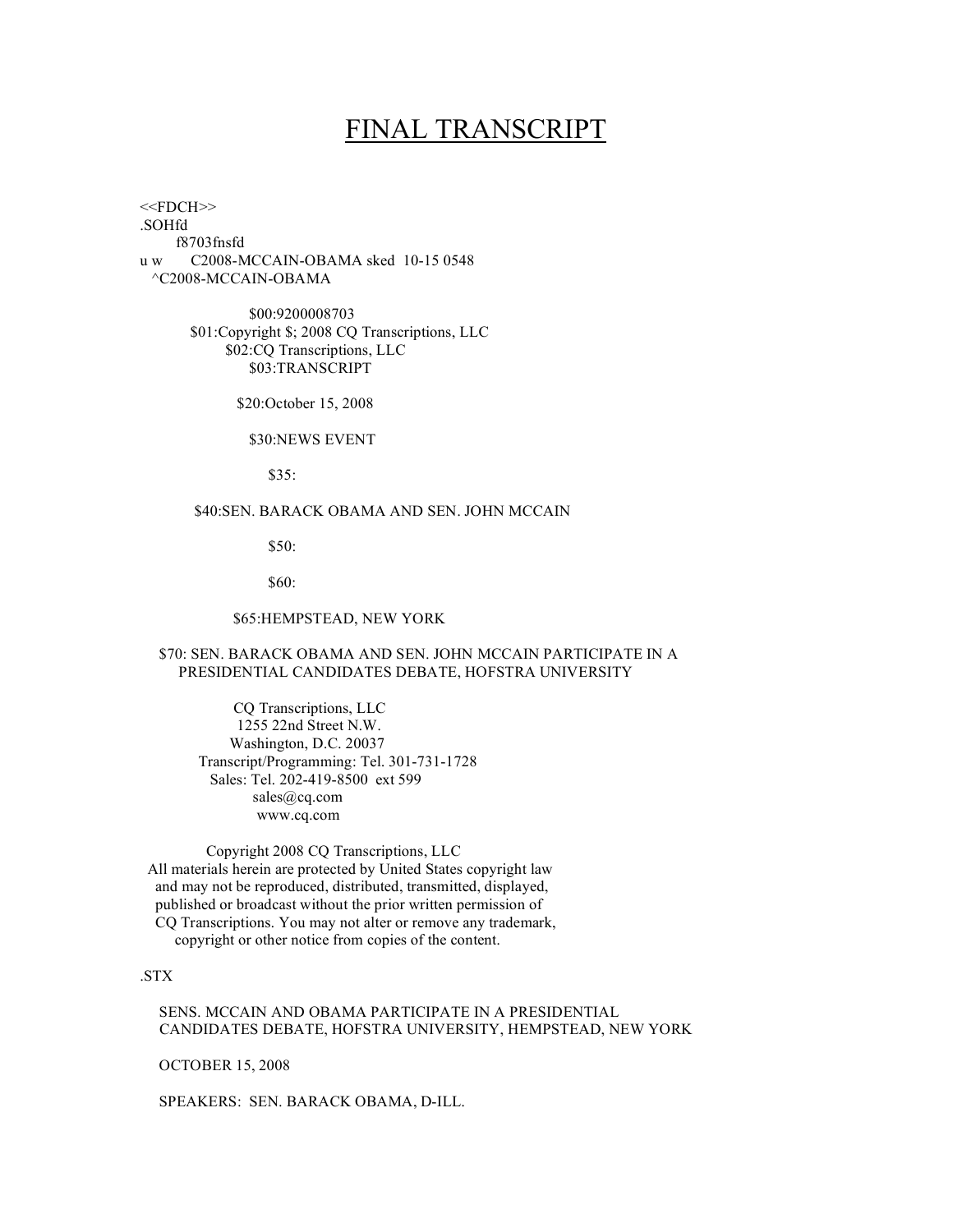# FINAL TRANSCRIPT

<<FDCH>>
.SOHfd
f8703fnsfd
u w C2008-MCCAIN-OBAMA sked 10-15 0548
^C2008-MCCAIN-OBAMA

$00:9200008703
$01:Copyright $; 2008 CQ Transcriptions, LLC
$02:CQ Transcriptions, LLC
$03:TRANSCRIPT

$20:October 15, 2008

$30:NEWS EVENT

$35:

$40:SEN. BARACK OBAMA AND SEN. JOHN MCCAIN

$50:

$60:

$65:HEMPSTEAD, NEW YORK

$70: SEN. BARACK OBAMA AND SEN. JOHN MCCAIN PARTICIPATE IN A PRESIDENTIAL CANDIDATES DEBATE, HOFSTRA UNIVERSITY

CQ Transcriptions, LLC
1255 22nd Street N.W.
Washington, D.C. 20037
Transcript/Programming: Tel. 301-731-1728
Sales: Tel. 202-419-8500 ext 599
sales@cq.com
www.cq.com

Copyright 2008 CQ Transcriptions, LLC
All materials herein are protected by United States copyright law and may not be reproduced, distributed, transmitted, displayed, published or broadcast without the prior written permission of CQ Transcriptions. You may not alter or remove any trademark, copyright or other notice from copies of the content.

.STX

SENS. MCCAIN AND OBAMA PARTICIPATE IN A PRESIDENTIAL CANDIDATES DEBATE, HOFSTRA UNIVERSITY, HEMPSTEAD, NEW YORK

OCTOBER 15, 2008

SPEAKERS: SEN. BARACK OBAMA, D-ILL.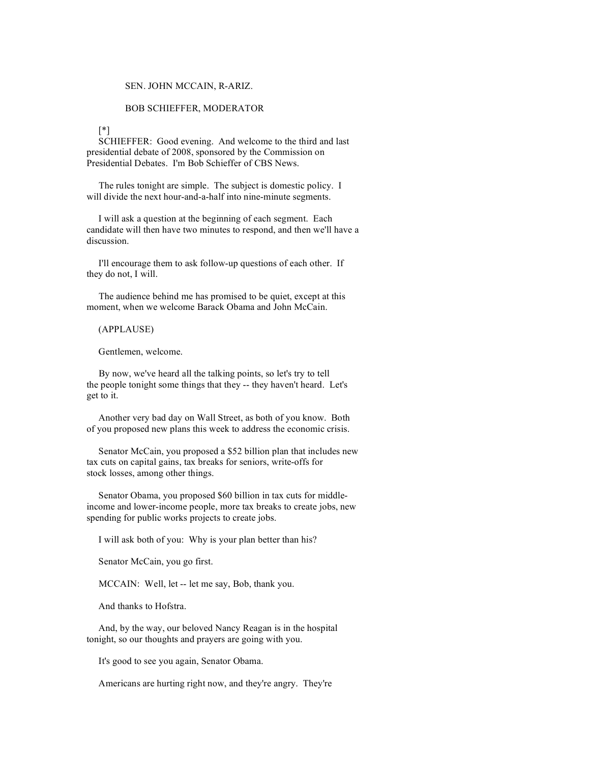SEN. JOHN MCCAIN, R-ARIZ.

BOB SCHIEFFER, MODERATOR

[*]

SCHIEFFER: Good evening. And welcome to the third and last presidential debate of 2008, sponsored by the Commission on Presidential Debates. I'm Bob Schieffer of CBS News.

The rules tonight are simple. The subject is domestic policy. I will divide the next hour-and-a-half into nine-minute segments.

I will ask a question at the beginning of each segment. Each candidate will then have two minutes to respond, and then we'll have a discussion.

I'll encourage them to ask follow-up questions of each other. If they do not, I will.

The audience behind me has promised to be quiet, except at this moment, when we welcome Barack Obama and John McCain.

(APPLAUSE)

Gentlemen, welcome.

By now, we've heard all the talking points, so let's try to tell the people tonight some things that they -- they haven't heard. Let's get to it.

Another very bad day on Wall Street, as both of you know. Both of you proposed new plans this week to address the economic crisis.

Senator McCain, you proposed a $52 billion plan that includes new tax cuts on capital gains, tax breaks for seniors, write-offs for stock losses, among other things.

Senator Obama, you proposed $60 billion in tax cuts for middle-income and lower-income people, more tax breaks to create jobs, new spending for public works projects to create jobs.

I will ask both of you: Why is your plan better than his?

Senator McCain, you go first.

MCCAIN: Well, let -- let me say, Bob, thank you.

And thanks to Hofstra.

And, by the way, our beloved Nancy Reagan is in the hospital tonight, so our thoughts and prayers are going with you.

It's good to see you again, Senator Obama.

Americans are hurting right now, and they're angry. They're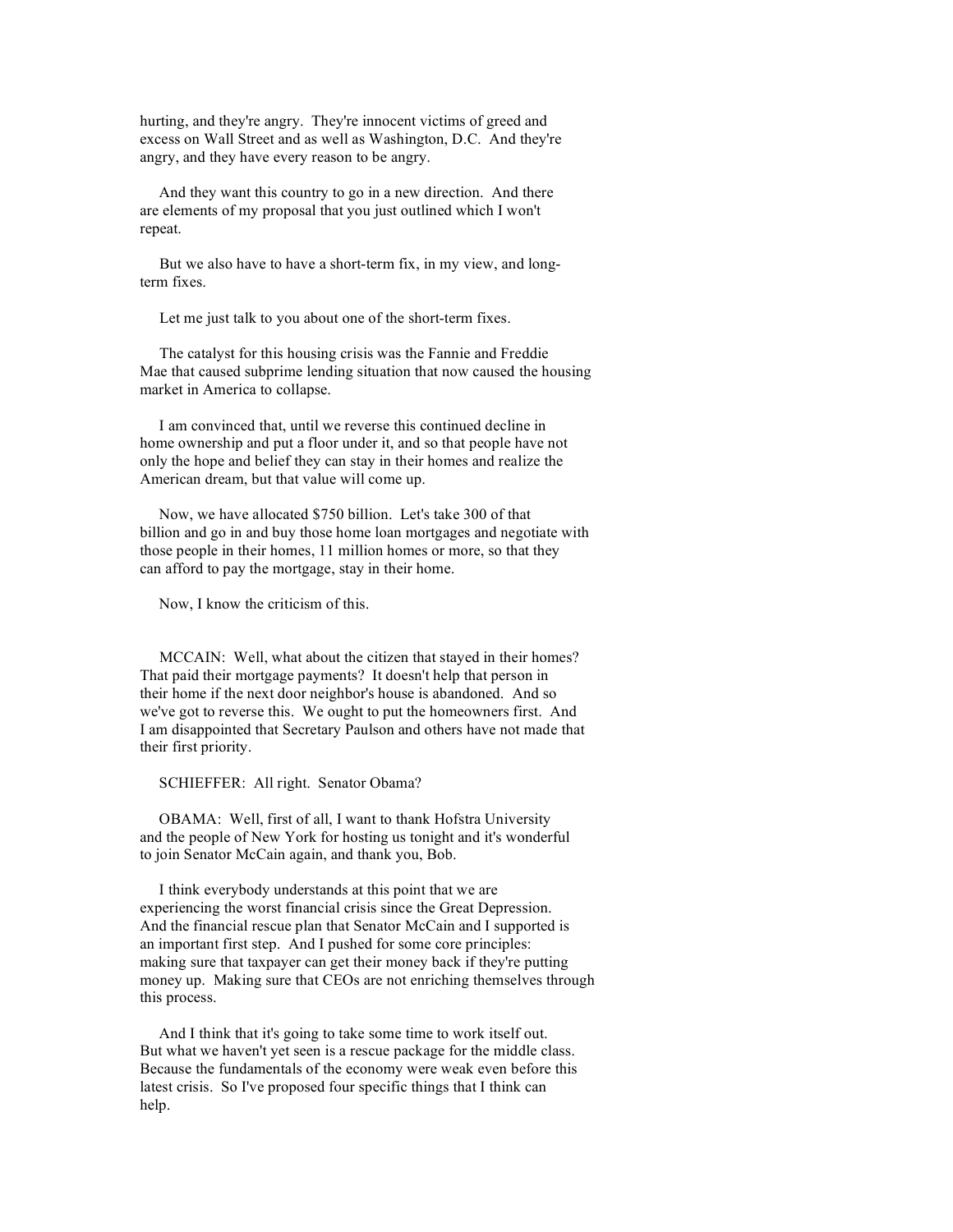hurting, and they're angry. They're innocent victims of greed and excess on Wall Street and as well as Washington, D.C. And they're angry, and they have every reason to be angry.

And they want this country to go in a new direction. And there are elements of my proposal that you just outlined which I won't repeat.

But we also have to have a short-term fix, in my view, and long-term fixes.

Let me just talk to you about one of the short-term fixes.

The catalyst for this housing crisis was the Fannie and Freddie Mae that caused subprime lending situation that now caused the housing market in America to collapse.

I am convinced that, until we reverse this continued decline in home ownership and put a floor under it, and so that people have not only the hope and belief they can stay in their homes and realize the American dream, but that value will come up.

Now, we have allocated $750 billion. Let's take 300 of that billion and go in and buy those home loan mortgages and negotiate with those people in their homes, 11 million homes or more, so that they can afford to pay the mortgage, stay in their home.

Now, I know the criticism of this.

MCCAIN: Well, what about the citizen that stayed in their homes? That paid their mortgage payments? It doesn't help that person in their home if the next door neighbor's house is abandoned. And so we've got to reverse this. We ought to put the homeowners first. And I am disappointed that Secretary Paulson and others have not made that their first priority.

SCHIEFFER: All right. Senator Obama?

OBAMA: Well, first of all, I want to thank Hofstra University and the people of New York for hosting us tonight and it's wonderful to join Senator McCain again, and thank you, Bob.

I think everybody understands at this point that we are experiencing the worst financial crisis since the Great Depression. And the financial rescue plan that Senator McCain and I supported is an important first step. And I pushed for some core principles: making sure that taxpayer can get their money back if they're putting money up. Making sure that CEOs are not enriching themselves through this process.

And I think that it's going to take some time to work itself out. But what we haven't yet seen is a rescue package for the middle class. Because the fundamentals of the economy were weak even before this latest crisis. So I've proposed four specific things that I think can help.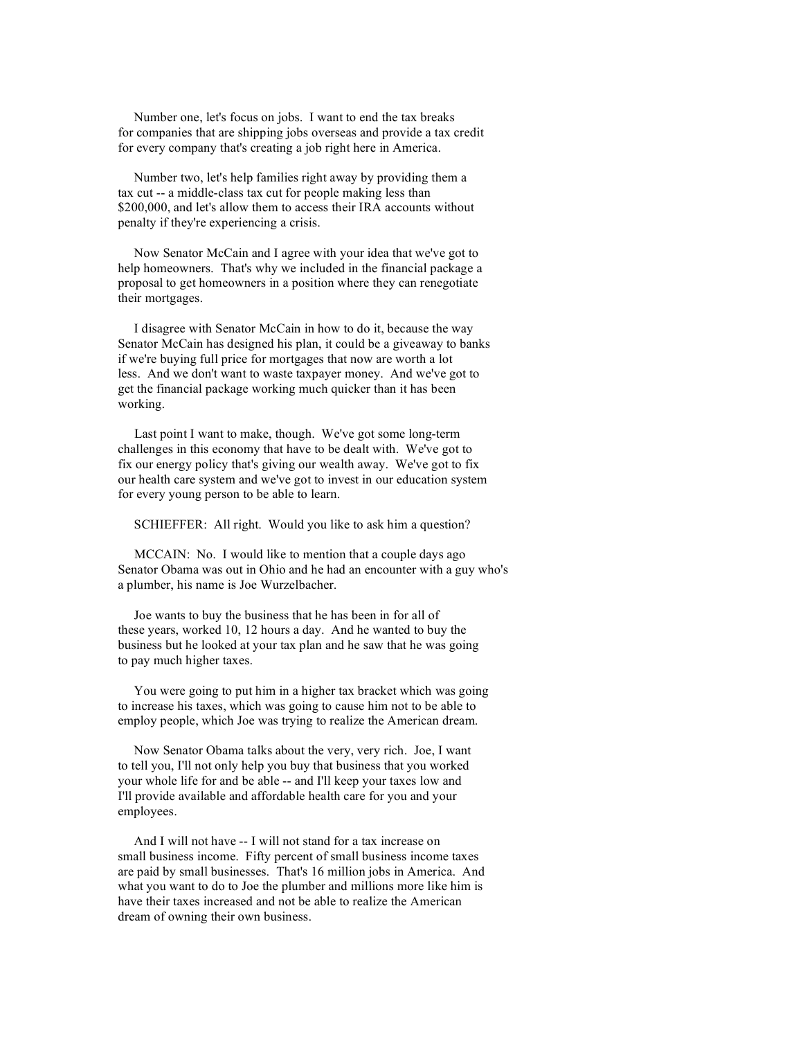Number one, let's focus on jobs. I want to end the tax breaks for companies that are shipping jobs overseas and provide a tax credit for every company that's creating a job right here in America.

Number two, let's help families right away by providing them a tax cut -- a middle-class tax cut for people making less than $200,000, and let's allow them to access their IRA accounts without penalty if they're experiencing a crisis.

Now Senator McCain and I agree with your idea that we've got to help homeowners. That's why we included in the financial package a proposal to get homeowners in a position where they can renegotiate their mortgages.

I disagree with Senator McCain in how to do it, because the way Senator McCain has designed his plan, it could be a giveaway to banks if we're buying full price for mortgages that now are worth a lot less. And we don't want to waste taxpayer money. And we've got to get the financial package working much quicker than it has been working.

Last point I want to make, though. We've got some long-term challenges in this economy that have to be dealt with. We've got to fix our energy policy that's giving our wealth away. We've got to fix our health care system and we've got to invest in our education system for every young person to be able to learn.

SCHIEFFER: All right. Would you like to ask him a question?

MCCAIN: No. I would like to mention that a couple days ago Senator Obama was out in Ohio and he had an encounter with a guy who's a plumber, his name is Joe Wurzelbacher.

Joe wants to buy the business that he has been in for all of these years, worked 10, 12 hours a day. And he wanted to buy the business but he looked at your tax plan and he saw that he was going to pay much higher taxes.

You were going to put him in a higher tax bracket which was going to increase his taxes, which was going to cause him not to be able to employ people, which Joe was trying to realize the American dream.

Now Senator Obama talks about the very, very rich. Joe, I want to tell you, I'll not only help you buy that business that you worked your whole life for and be able -- and I'll keep your taxes low and I'll provide available and affordable health care for you and your employees.

And I will not have -- I will not stand for a tax increase on small business income. Fifty percent of small business income taxes are paid by small businesses. That's 16 million jobs in America. And what you want to do to Joe the plumber and millions more like him is have their taxes increased and not be able to realize the American dream of owning their own business.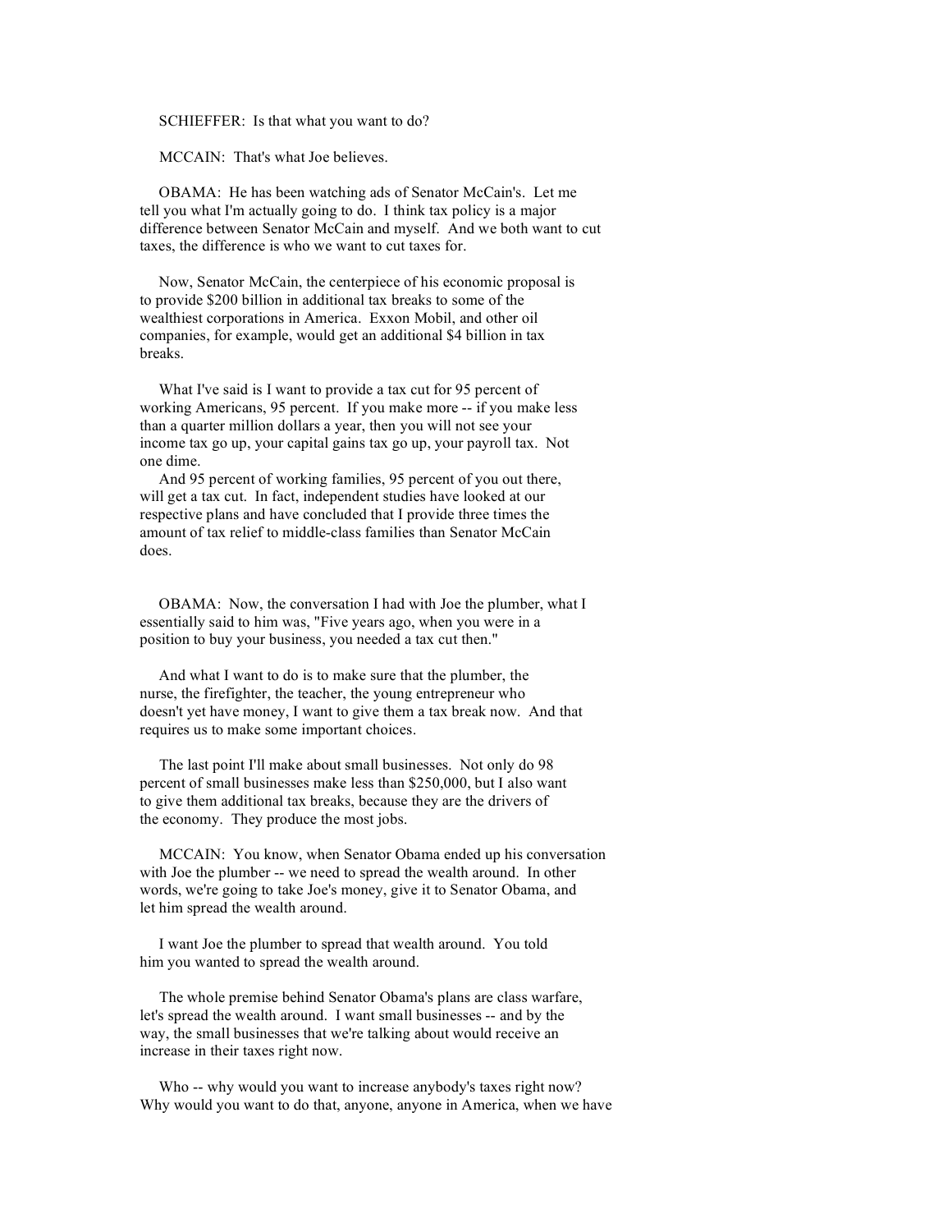SCHIEFFER: Is that what you want to do?

MCCAIN: That's what Joe believes.

OBAMA: He has been watching ads of Senator McCain's. Let me tell you what I'm actually going to do. I think tax policy is a major difference between Senator McCain and myself. And we both want to cut taxes, the difference is who we want to cut taxes for.

Now, Senator McCain, the centerpiece of his economic proposal is to provide $200 billion in additional tax breaks to some of the wealthiest corporations in America. Exxon Mobil, and other oil companies, for example, would get an additional $4 billion in tax breaks.

What I've said is I want to provide a tax cut for 95 percent of working Americans, 95 percent. If you make more -- if you make less than a quarter million dollars a year, then you will not see your income tax go up, your capital gains tax go up, your payroll tax. Not one dime.

And 95 percent of working families, 95 percent of you out there, will get a tax cut. In fact, independent studies have looked at our respective plans and have concluded that I provide three times the amount of tax relief to middle-class families than Senator McCain does.

OBAMA: Now, the conversation I had with Joe the plumber, what I essentially said to him was, "Five years ago, when you were in a position to buy your business, you needed a tax cut then."

And what I want to do is to make sure that the plumber, the nurse, the firefighter, the teacher, the young entrepreneur who doesn't yet have money, I want to give them a tax break now. And that requires us to make some important choices.

The last point I'll make about small businesses. Not only do 98 percent of small businesses make less than $250,000, but I also want to give them additional tax breaks, because they are the drivers of the economy. They produce the most jobs.

MCCAIN: You know, when Senator Obama ended up his conversation with Joe the plumber -- we need to spread the wealth around. In other words, we're going to take Joe's money, give it to Senator Obama, and let him spread the wealth around.

I want Joe the plumber to spread that wealth around. You told him you wanted to spread the wealth around.

The whole premise behind Senator Obama's plans are class warfare, let's spread the wealth around. I want small businesses -- and by the way, the small businesses that we're talking about would receive an increase in their taxes right now.

Who -- why would you want to increase anybody's taxes right now? Why would you want to do that, anyone, anyone in America, when we have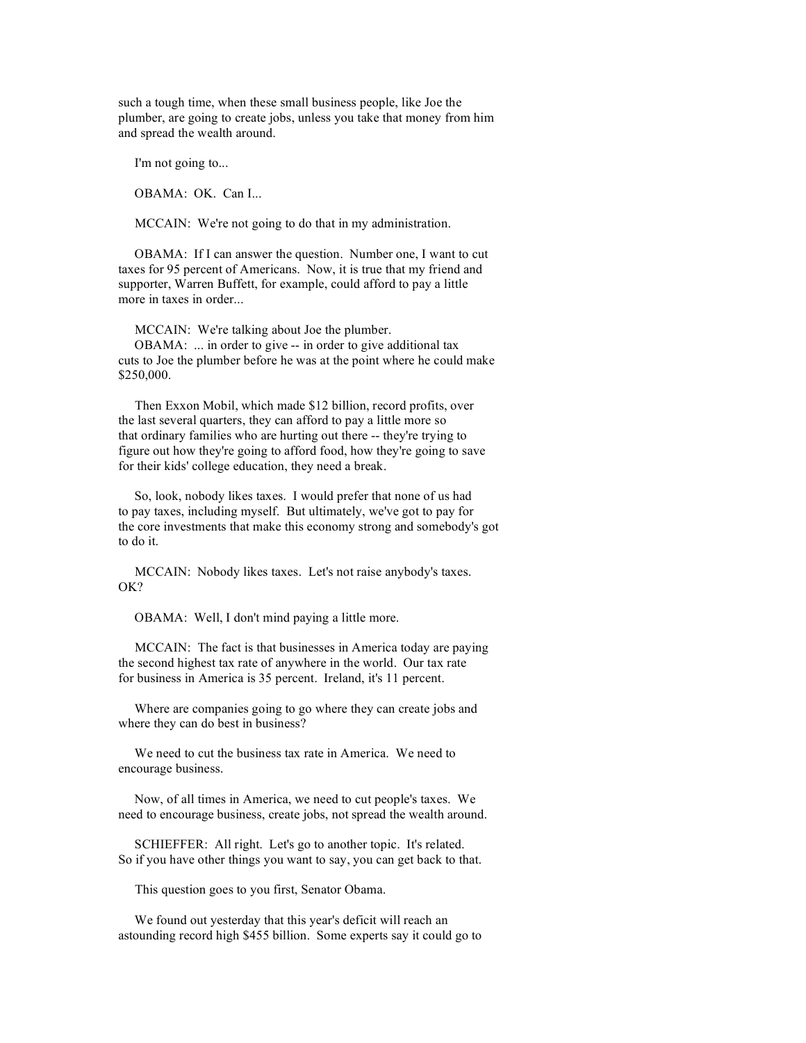such a tough time, when these small business people, like Joe the plumber, are going to create jobs, unless you take that money from him and spread the wealth around.

I'm not going to...

OBAMA: OK. Can I...

MCCAIN: We're not going to do that in my administration.

OBAMA: If I can answer the question. Number one, I want to cut taxes for 95 percent of Americans. Now, it is true that my friend and supporter, Warren Buffett, for example, could afford to pay a little more in taxes in order...

MCCAIN: We're talking about Joe the plumber.

OBAMA: ... in order to give -- in order to give additional tax cuts to Joe the plumber before he was at the point where he could make $250,000.

Then Exxon Mobil, which made $12 billion, record profits, over the last several quarters, they can afford to pay a little more so that ordinary families who are hurting out there -- they're trying to figure out how they're going to afford food, how they're going to save for their kids' college education, they need a break.

So, look, nobody likes taxes. I would prefer that none of us had to pay taxes, including myself. But ultimately, we've got to pay for the core investments that make this economy strong and somebody's got to do it.

MCCAIN: Nobody likes taxes. Let's not raise anybody's taxes. OK?

OBAMA: Well, I don't mind paying a little more.

MCCAIN: The fact is that businesses in America today are paying the second highest tax rate of anywhere in the world. Our tax rate for business in America is 35 percent. Ireland, it's 11 percent.

Where are companies going to go where they can create jobs and where they can do best in business?

We need to cut the business tax rate in America. We need to encourage business.

Now, of all times in America, we need to cut people's taxes. We need to encourage business, create jobs, not spread the wealth around.

SCHIEFFER: All right. Let's go to another topic. It's related. So if you have other things you want to say, you can get back to that.

This question goes to you first, Senator Obama.

We found out yesterday that this year's deficit will reach an astounding record high $455 billion. Some experts say it could go to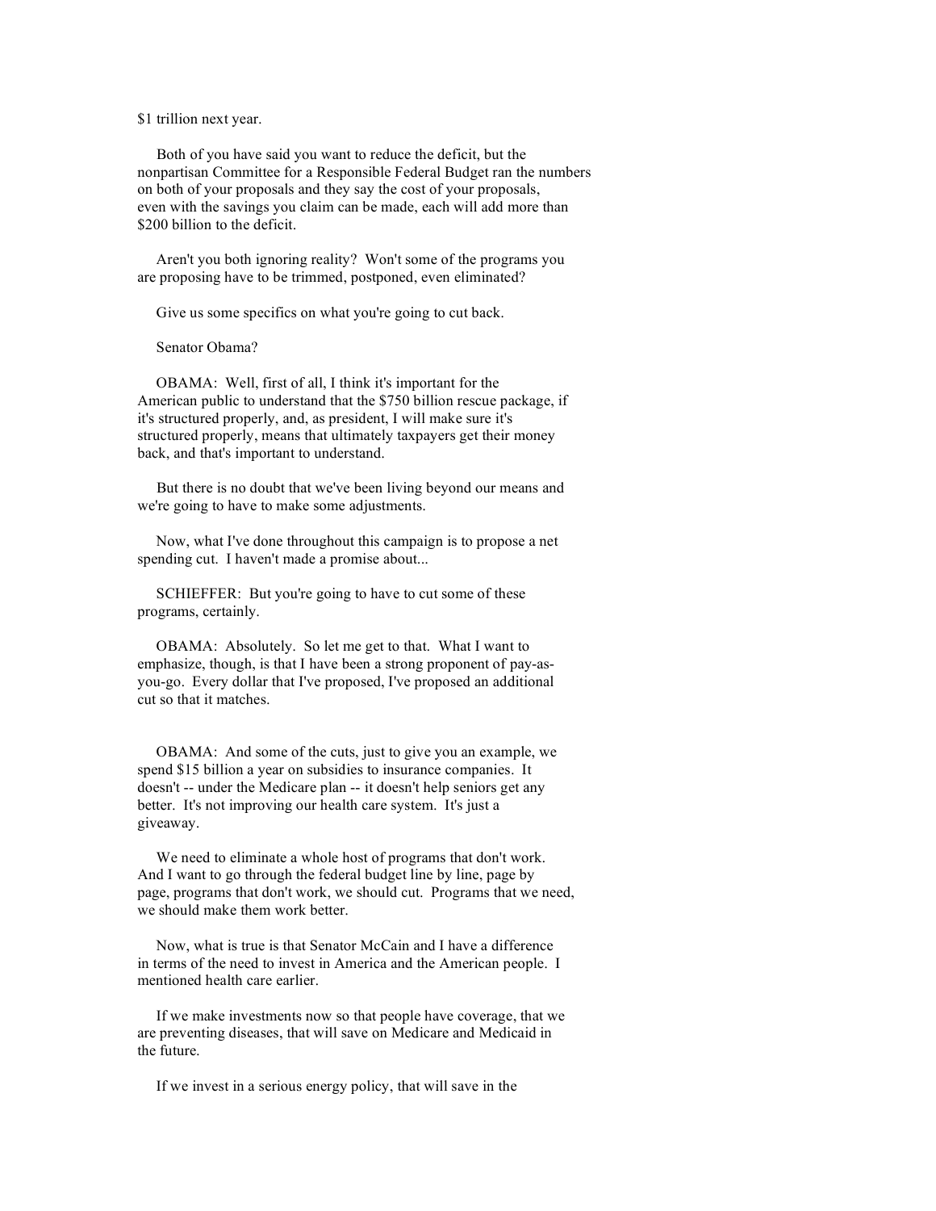$1 trillion next year.

Both of you have said you want to reduce the deficit, but the nonpartisan Committee for a Responsible Federal Budget ran the numbers on both of your proposals and they say the cost of your proposals, even with the savings you claim can be made, each will add more than $200 billion to the deficit.

Aren't you both ignoring reality? Won't some of the programs you are proposing have to be trimmed, postponed, even eliminated?

Give us some specifics on what you're going to cut back.

Senator Obama?

OBAMA: Well, first of all, I think it's important for the American public to understand that the $750 billion rescue package, if it's structured properly, and, as president, I will make sure it's structured properly, means that ultimately taxpayers get their money back, and that's important to understand.

But there is no doubt that we've been living beyond our means and we're going to have to make some adjustments.

Now, what I've done throughout this campaign is to propose a net spending cut. I haven't made a promise about...

SCHIEFFER: But you're going to have to cut some of these programs, certainly.

OBAMA: Absolutely. So let me get to that. What I want to emphasize, though, is that I have been a strong proponent of pay-as-you-go. Every dollar that I've proposed, I've proposed an additional cut so that it matches.

OBAMA: And some of the cuts, just to give you an example, we spend $15 billion a year on subsidies to insurance companies. It doesn't -- under the Medicare plan -- it doesn't help seniors get any better. It's not improving our health care system. It's just a giveaway.

We need to eliminate a whole host of programs that don't work. And I want to go through the federal budget line by line, page by page, programs that don't work, we should cut. Programs that we need, we should make them work better.

Now, what is true is that Senator McCain and I have a difference in terms of the need to invest in America and the American people. I mentioned health care earlier.

If we make investments now so that people have coverage, that we are preventing diseases, that will save on Medicare and Medicaid in the future.

If we invest in a serious energy policy, that will save in the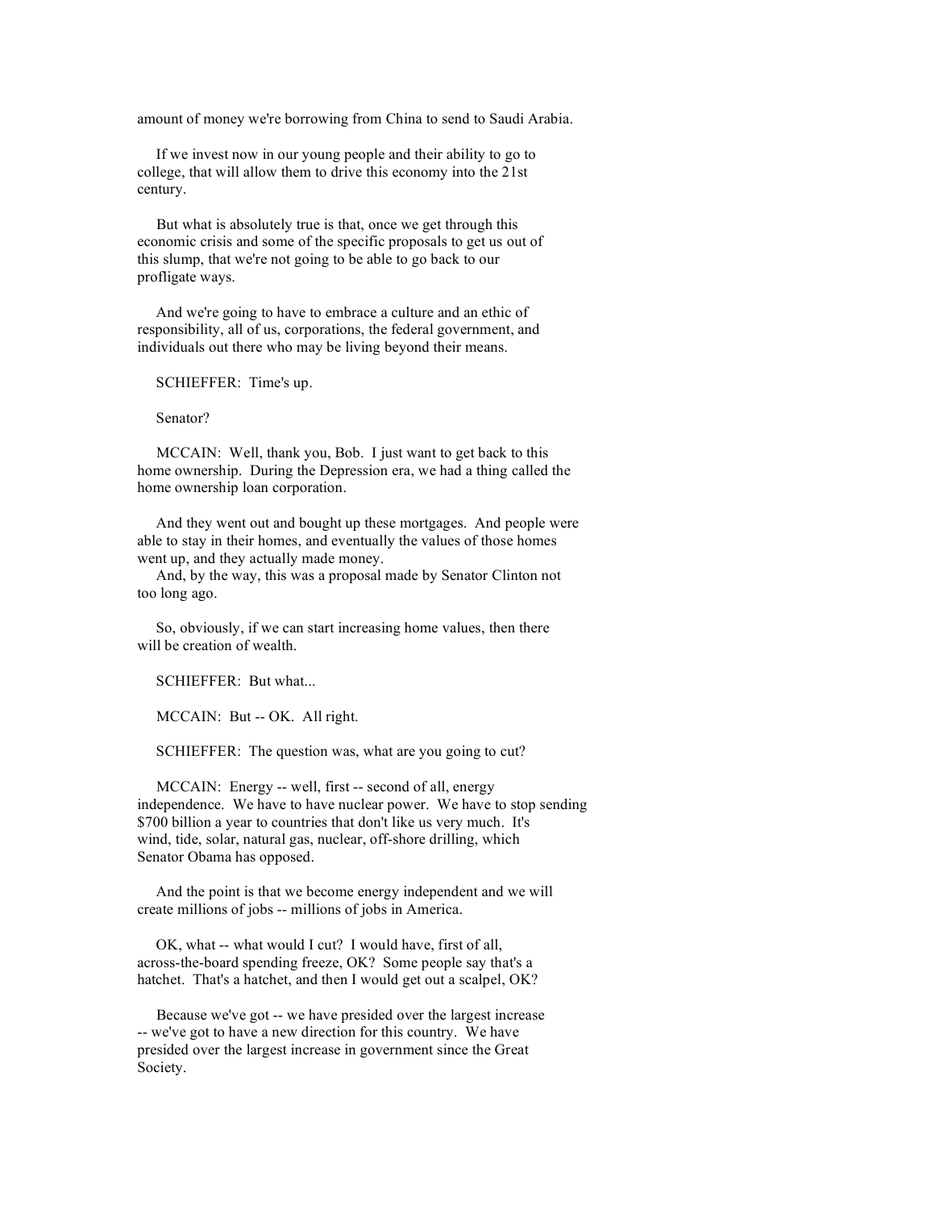amount of money we're borrowing from China to send to Saudi Arabia.

If we invest now in our young people and their ability to go to college, that will allow them to drive this economy into the 21st century.

But what is absolutely true is that, once we get through this economic crisis and some of the specific proposals to get us out of this slump, that we're not going to be able to go back to our profligate ways.

And we're going to have to embrace a culture and an ethic of responsibility, all of us, corporations, the federal government, and individuals out there who may be living beyond their means.

SCHIEFFER: Time's up.

Senator?

MCCAIN: Well, thank you, Bob. I just want to get back to this home ownership. During the Depression era, we had a thing called the home ownership loan corporation.

And they went out and bought up these mortgages. And people were able to stay in their homes, and eventually the values of those homes went up, and they actually made money.

And, by the way, this was a proposal made by Senator Clinton not too long ago.

So, obviously, if we can start increasing home values, then there will be creation of wealth.

SCHIEFFER: But what...

MCCAIN: But -- OK. All right.

SCHIEFFER: The question was, what are you going to cut?

MCCAIN: Energy -- well, first -- second of all, energy independence. We have to have nuclear power. We have to stop sending $700 billion a year to countries that don't like us very much. It's wind, tide, solar, natural gas, nuclear, off-shore drilling, which Senator Obama has opposed.

And the point is that we become energy independent and we will create millions of jobs -- millions of jobs in America.

OK, what -- what would I cut? I would have, first of all, across-the-board spending freeze, OK? Some people say that's a hatchet. That's a hatchet, and then I would get out a scalpel, OK?

Because we've got -- we have presided over the largest increase -- we've got to have a new direction for this country. We have presided over the largest increase in government since the Great Society.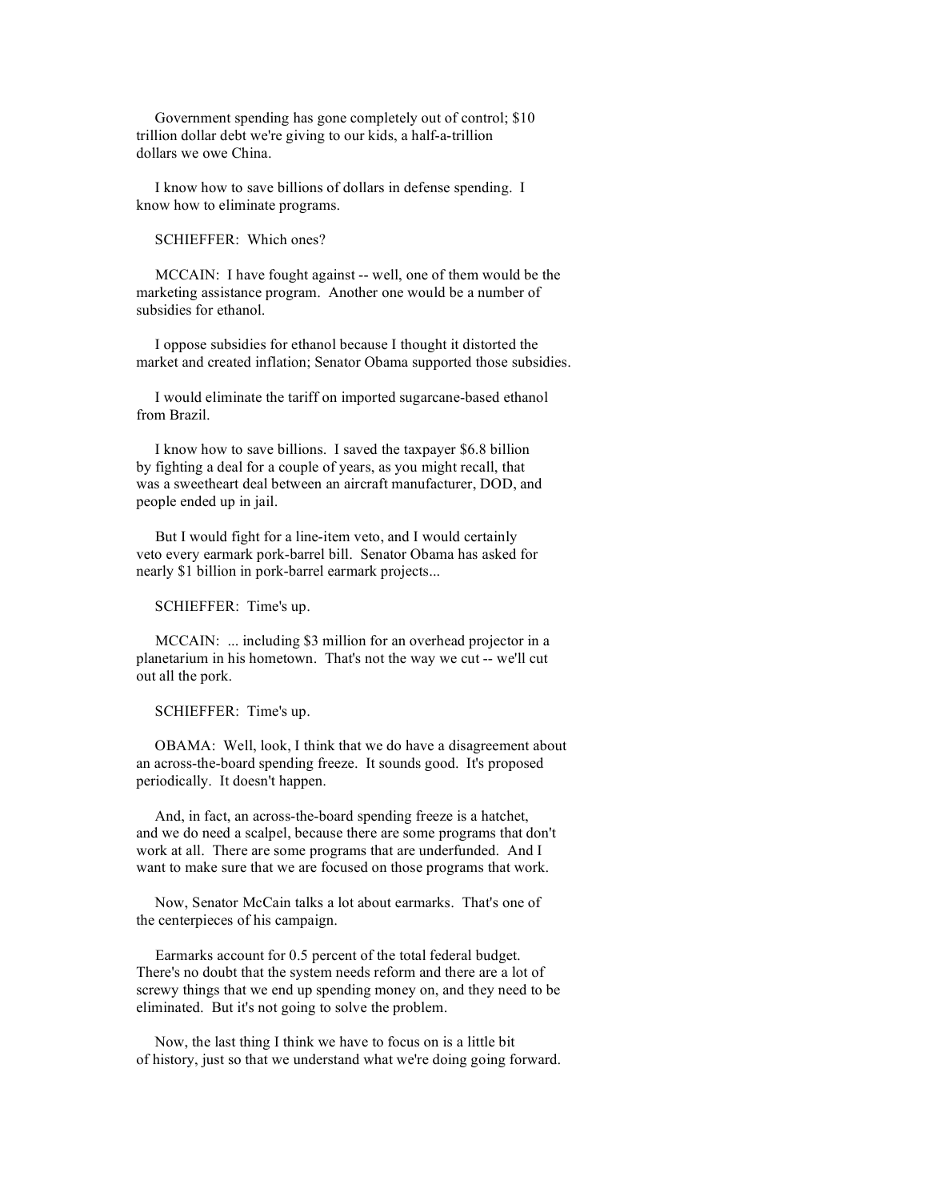Government spending has gone completely out of control; $10 trillion dollar debt we're giving to our kids, a half-a-trillion dollars we owe China.

I know how to save billions of dollars in defense spending. I know how to eliminate programs.

SCHIEFFER: Which ones?

MCCAIN: I have fought against -- well, one of them would be the marketing assistance program. Another one would be a number of subsidies for ethanol.

I oppose subsidies for ethanol because I thought it distorted the market and created inflation; Senator Obama supported those subsidies.

I would eliminate the tariff on imported sugarcane-based ethanol from Brazil.

I know how to save billions. I saved the taxpayer $6.8 billion by fighting a deal for a couple of years, as you might recall, that was a sweetheart deal between an aircraft manufacturer, DOD, and people ended up in jail.

But I would fight for a line-item veto, and I would certainly veto every earmark pork-barrel bill. Senator Obama has asked for nearly $1 billion in pork-barrel earmark projects...

SCHIEFFER: Time's up.

MCCAIN: ... including $3 million for an overhead projector in a planetarium in his hometown. That's not the way we cut -- we'll cut out all the pork.

SCHIEFFER: Time's up.

OBAMA: Well, look, I think that we do have a disagreement about an across-the-board spending freeze. It sounds good. It's proposed periodically. It doesn't happen.

And, in fact, an across-the-board spending freeze is a hatchet, and we do need a scalpel, because there are some programs that don't work at all. There are some programs that are underfunded. And I want to make sure that we are focused on those programs that work.

Now, Senator McCain talks a lot about earmarks. That's one of the centerpieces of his campaign.

Earmarks account for 0.5 percent of the total federal budget. There's no doubt that the system needs reform and there are a lot of screwy things that we end up spending money on, and they need to be eliminated. But it's not going to solve the problem.

Now, the last thing I think we have to focus on is a little bit of history, just so that we understand what we're doing going forward.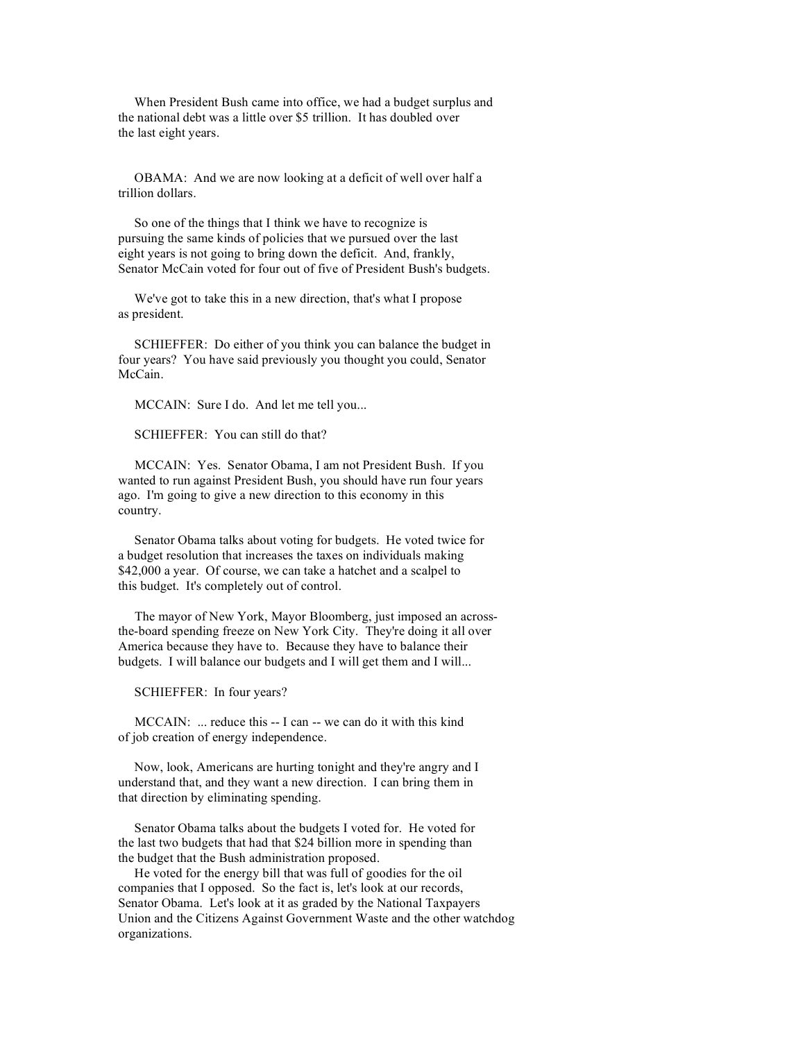When President Bush came into office, we had a budget surplus and the national debt was a little over $5 trillion. It has doubled over the last eight years.

OBAMA: And we are now looking at a deficit of well over half a trillion dollars.

So one of the things that I think we have to recognize is pursuing the same kinds of policies that we pursued over the last eight years is not going to bring down the deficit. And, frankly, Senator McCain voted for four out of five of President Bush's budgets.

We've got to take this in a new direction, that's what I propose as president.

SCHIEFFER: Do either of you think you can balance the budget in four years? You have said previously you thought you could, Senator McCain.

MCCAIN: Sure I do. And let me tell you...

SCHIEFFER: You can still do that?

MCCAIN: Yes. Senator Obama, I am not President Bush. If you wanted to run against President Bush, you should have run four years ago. I'm going to give a new direction to this economy in this country.

Senator Obama talks about voting for budgets. He voted twice for a budget resolution that increases the taxes on individuals making $42,000 a year. Of course, we can take a hatchet and a scalpel to this budget. It's completely out of control.

The mayor of New York, Mayor Bloomberg, just imposed an across-the-board spending freeze on New York City. They're doing it all over America because they have to. Because they have to balance their budgets. I will balance our budgets and I will get them and I will...

SCHIEFFER: In four years?

MCCAIN: ... reduce this -- I can -- we can do it with this kind of job creation of energy independence.

Now, look, Americans are hurting tonight and they're angry and I understand that, and they want a new direction. I can bring them in that direction by eliminating spending.

Senator Obama talks about the budgets I voted for. He voted for the last two budgets that had that $24 billion more in spending than the budget that the Bush administration proposed.

He voted for the energy bill that was full of goodies for the oil companies that I opposed. So the fact is, let's look at our records, Senator Obama. Let's look at it as graded by the National Taxpayers Union and the Citizens Against Government Waste and the other watchdog organizations.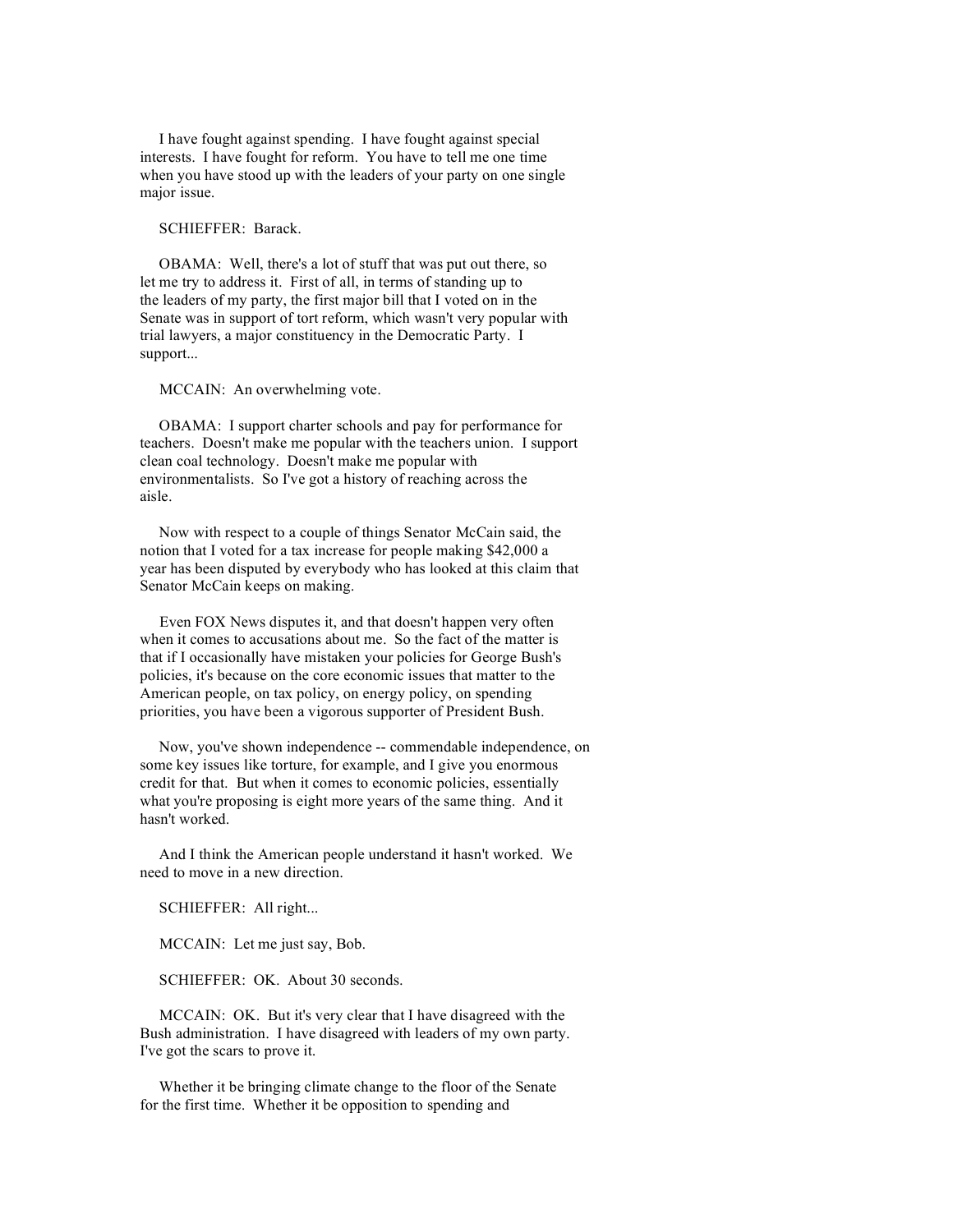I have fought against spending. I have fought against special interests. I have fought for reform. You have to tell me one time when you have stood up with the leaders of your party on one single major issue.

SCHIEFFER: Barack.

OBAMA: Well, there's a lot of stuff that was put out there, so let me try to address it. First of all, in terms of standing up to the leaders of my party, the first major bill that I voted on in the Senate was in support of tort reform, which wasn't very popular with trial lawyers, a major constituency in the Democratic Party. I support...

MCCAIN: An overwhelming vote.

OBAMA: I support charter schools and pay for performance for teachers. Doesn't make me popular with the teachers union. I support clean coal technology. Doesn't make me popular with environmentalists. So I've got a history of reaching across the aisle.

Now with respect to a couple of things Senator McCain said, the notion that I voted for a tax increase for people making $42,000 a year has been disputed by everybody who has looked at this claim that Senator McCain keeps on making.

Even FOX News disputes it, and that doesn't happen very often when it comes to accusations about me. So the fact of the matter is that if I occasionally have mistaken your policies for George Bush's policies, it's because on the core economic issues that matter to the American people, on tax policy, on energy policy, on spending priorities, you have been a vigorous supporter of President Bush.

Now, you've shown independence -- commendable independence, on some key issues like torture, for example, and I give you enormous credit for that. But when it comes to economic policies, essentially what you're proposing is eight more years of the same thing. And it hasn't worked.

And I think the American people understand it hasn't worked. We need to move in a new direction.

SCHIEFFER: All right...

MCCAIN: Let me just say, Bob.

SCHIEFFER: OK. About 30 seconds.

MCCAIN: OK. But it's very clear that I have disagreed with the Bush administration. I have disagreed with leaders of my own party. I've got the scars to prove it.

Whether it be bringing climate change to the floor of the Senate for the first time. Whether it be opposition to spending and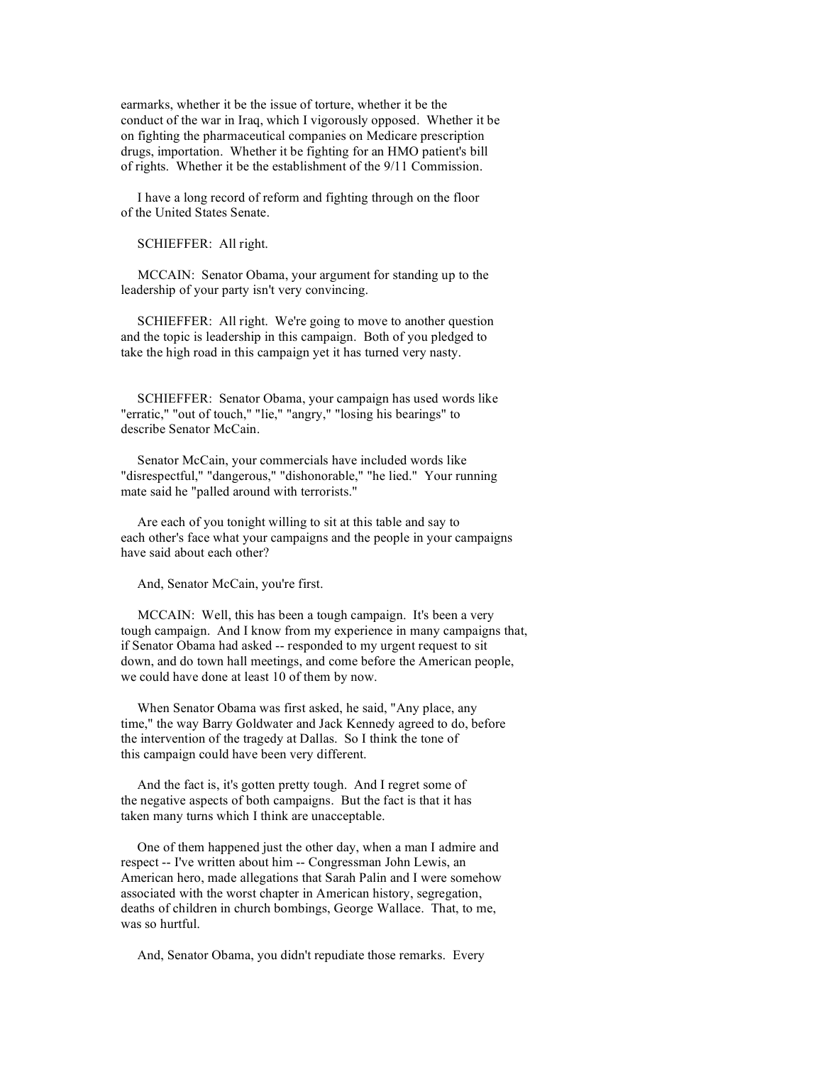earmarks, whether it be the issue of torture, whether it be the conduct of the war in Iraq, which I vigorously opposed. Whether it be on fighting the pharmaceutical companies on Medicare prescription drugs, importation. Whether it be fighting for an HMO patient's bill of rights. Whether it be the establishment of the 9/11 Commission.

I have a long record of reform and fighting through on the floor of the United States Senate.

SCHIEFFER: All right.

MCCAIN: Senator Obama, your argument for standing up to the leadership of your party isn't very convincing.

SCHIEFFER: All right. We're going to move to another question and the topic is leadership in this campaign. Both of you pledged to take the high road in this campaign yet it has turned very nasty.

SCHIEFFER: Senator Obama, your campaign has used words like "erratic," "out of touch," "lie," "angry," "losing his bearings" to describe Senator McCain.

Senator McCain, your commercials have included words like "disrespectful," "dangerous," "dishonorable," "he lied." Your running mate said he "palled around with terrorists."

Are each of you tonight willing to sit at this table and say to each other's face what your campaigns and the people in your campaigns have said about each other?

And, Senator McCain, you're first.

MCCAIN: Well, this has been a tough campaign. It's been a very tough campaign. And I know from my experience in many campaigns that, if Senator Obama had asked -- responded to my urgent request to sit down, and do town hall meetings, and come before the American people, we could have done at least 10 of them by now.

When Senator Obama was first asked, he said, "Any place, any time," the way Barry Goldwater and Jack Kennedy agreed to do, before the intervention of the tragedy at Dallas. So I think the tone of this campaign could have been very different.

And the fact is, it's gotten pretty tough. And I regret some of the negative aspects of both campaigns. But the fact is that it has taken many turns which I think are unacceptable.

One of them happened just the other day, when a man I admire and respect -- I've written about him -- Congressman John Lewis, an American hero, made allegations that Sarah Palin and I were somehow associated with the worst chapter in American history, segregation, deaths of children in church bombings, George Wallace. That, to me, was so hurtful.

And, Senator Obama, you didn't repudiate those remarks. Every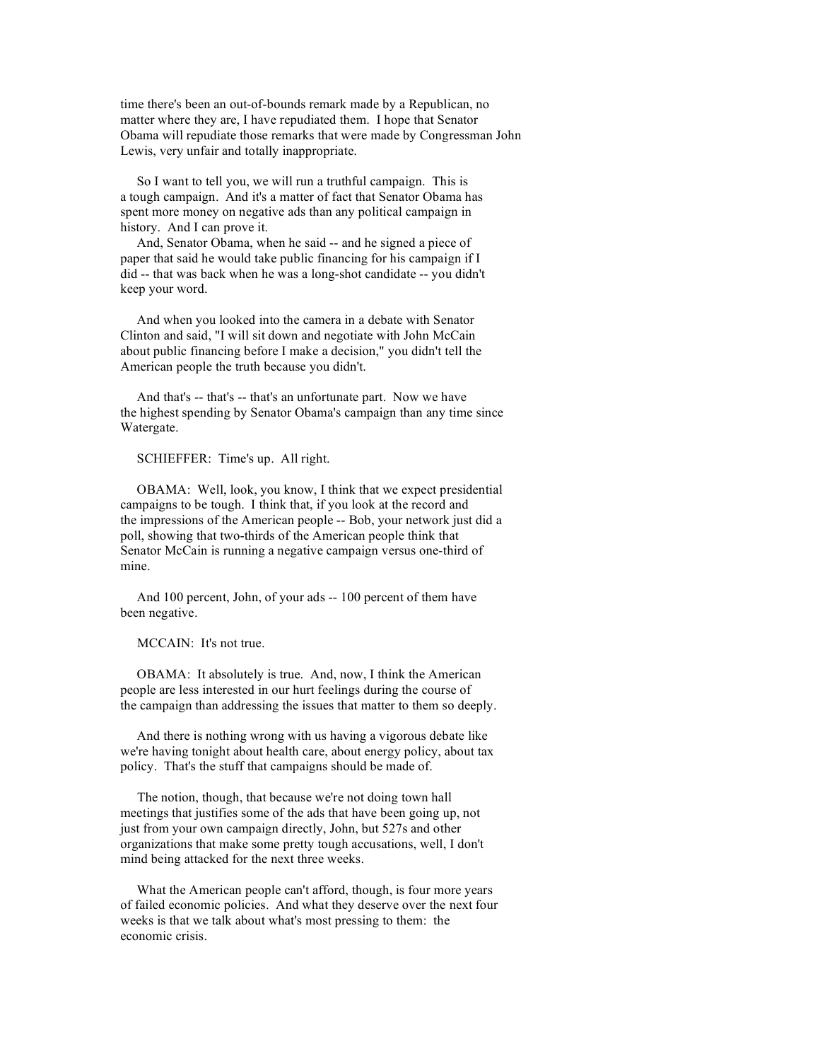time there's been an out-of-bounds remark made by a Republican, no matter where they are, I have repudiated them. I hope that Senator Obama will repudiate those remarks that were made by Congressman John Lewis, very unfair and totally inappropriate.

So I want to tell you, we will run a truthful campaign. This is a tough campaign. And it's a matter of fact that Senator Obama has spent more money on negative ads than any political campaign in history. And I can prove it.

And, Senator Obama, when he said -- and he signed a piece of paper that said he would take public financing for his campaign if I did -- that was back when he was a long-shot candidate -- you didn't keep your word.

And when you looked into the camera in a debate with Senator Clinton and said, "I will sit down and negotiate with John McCain about public financing before I make a decision," you didn't tell the American people the truth because you didn't.

And that's -- that's -- that's an unfortunate part. Now we have the highest spending by Senator Obama's campaign than any time since Watergate.

SCHIEFFER: Time's up. All right.

OBAMA: Well, look, you know, I think that we expect presidential campaigns to be tough. I think that, if you look at the record and the impressions of the American people -- Bob, your network just did a poll, showing that two-thirds of the American people think that Senator McCain is running a negative campaign versus one-third of mine.

And 100 percent, John, of your ads -- 100 percent of them have been negative.

MCCAIN: It's not true.

OBAMA: It absolutely is true. And, now, I think the American people are less interested in our hurt feelings during the course of the campaign than addressing the issues that matter to them so deeply.

And there is nothing wrong with us having a vigorous debate like we're having tonight about health care, about energy policy, about tax policy. That's the stuff that campaigns should be made of.

The notion, though, that because we're not doing town hall meetings that justifies some of the ads that have been going up, not just from your own campaign directly, John, but 527s and other organizations that make some pretty tough accusations, well, I don't mind being attacked for the next three weeks.

What the American people can't afford, though, is four more years of failed economic policies. And what they deserve over the next four weeks is that we talk about what's most pressing to them: the economic crisis.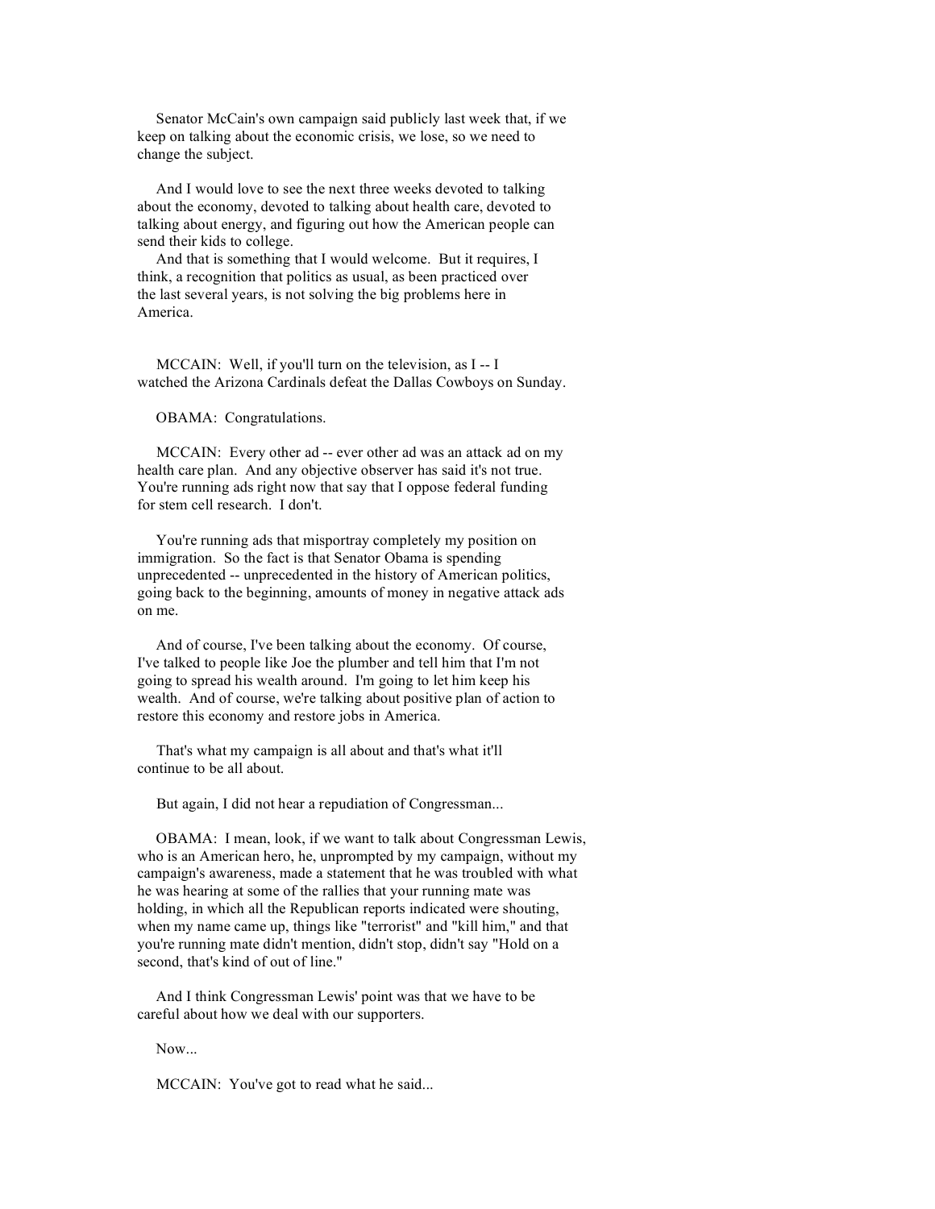Senator McCain's own campaign said publicly last week that, if we keep on talking about the economic crisis, we lose, so we need to change the subject.

And I would love to see the next three weeks devoted to talking about the economy, devoted to talking about health care, devoted to talking about energy, and figuring out how the American people can send their kids to college.

And that is something that I would welcome. But it requires, I think, a recognition that politics as usual, as been practiced over the last several years, is not solving the big problems here in America.

MCCAIN: Well, if you'll turn on the television, as I -- I watched the Arizona Cardinals defeat the Dallas Cowboys on Sunday.

OBAMA: Congratulations.

MCCAIN: Every other ad -- ever other ad was an attack ad on my health care plan. And any objective observer has said it's not true. You're running ads right now that say that I oppose federal funding for stem cell research. I don't.

You're running ads that misportray completely my position on immigration. So the fact is that Senator Obama is spending unprecedented -- unprecedented in the history of American politics, going back to the beginning, amounts of money in negative attack ads on me.

And of course, I've been talking about the economy. Of course, I've talked to people like Joe the plumber and tell him that I'm not going to spread his wealth around. I'm going to let him keep his wealth. And of course, we're talking about positive plan of action to restore this economy and restore jobs in America.

That's what my campaign is all about and that's what it'll continue to be all about.

But again, I did not hear a repudiation of Congressman...

OBAMA: I mean, look, if we want to talk about Congressman Lewis, who is an American hero, he, unprompted by my campaign, without my campaign's awareness, made a statement that he was troubled with what he was hearing at some of the rallies that your running mate was holding, in which all the Republican reports indicated were shouting, when my name came up, things like "terrorist" and "kill him," and that you're running mate didn't mention, didn't stop, didn't say "Hold on a second, that's kind of out of line."

And I think Congressman Lewis' point was that we have to be careful about how we deal with our supporters.

Now...

MCCAIN: You've got to read what he said...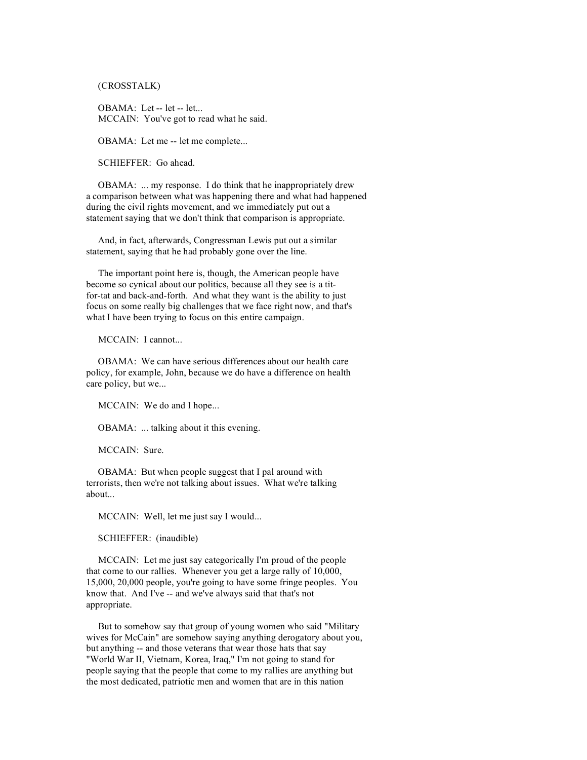(CROSSTALK)

OBAMA: Let -- let -- let...
MCCAIN: You've got to read what he said.

OBAMA: Let me -- let me complete...

SCHIEFFER: Go ahead.

OBAMA: ... my response. I do think that he inappropriately drew a comparison between what was happening there and what had happened during the civil rights movement, and we immediately put out a statement saying that we don't think that comparison is appropriate.

And, in fact, afterwards, Congressman Lewis put out a similar statement, saying that he had probably gone over the line.

The important point here is, though, the American people have become so cynical about our politics, because all they see is a tit-for-tat and back-and-forth. And what they want is the ability to just focus on some really big challenges that we face right now, and that's what I have been trying to focus on this entire campaign.

MCCAIN: I cannot...

OBAMA: We can have serious differences about our health care policy, for example, John, because we do have a difference on health care policy, but we...

MCCAIN: We do and I hope...

OBAMA: ... talking about it this evening.

MCCAIN: Sure.

OBAMA: But when people suggest that I pal around with terrorists, then we're not talking about issues. What we're talking about...

MCCAIN: Well, let me just say I would...

SCHIEFFER: (inaudible)

MCCAIN: Let me just say categorically I'm proud of the people that come to our rallies. Whenever you get a large rally of 10,000, 15,000, 20,000 people, you're going to have some fringe peoples. You know that. And I've -- and we've always said that that's not appropriate.

But to somehow say that group of young women who said "Military wives for McCain" are somehow saying anything derogatory about you, but anything -- and those veterans that wear those hats that say "World War II, Vietnam, Korea, Iraq," I'm not going to stand for people saying that the people that come to my rallies are anything but the most dedicated, patriotic men and women that are in this nation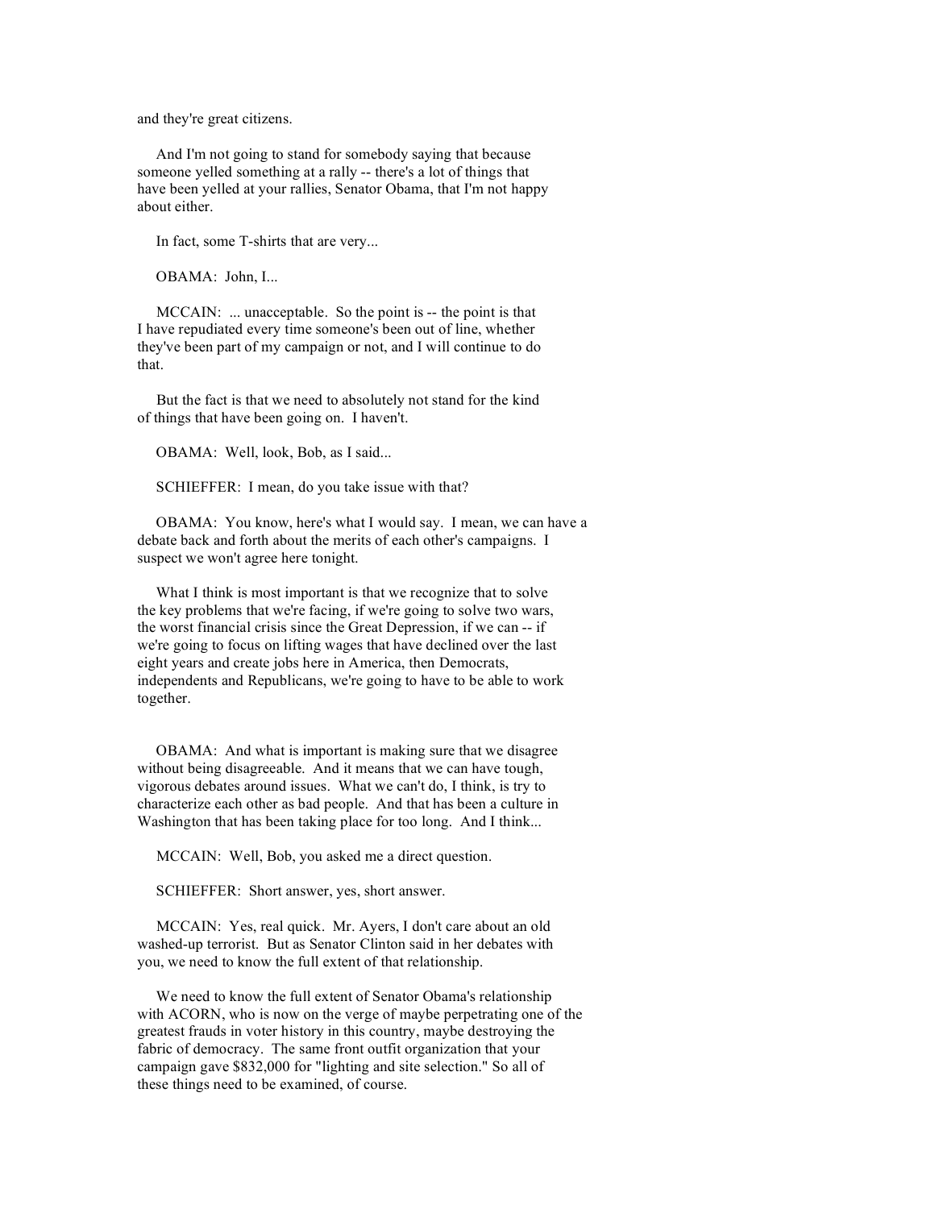and they're great citizens.

And I'm not going to stand for somebody saying that because someone yelled something at a rally -- there's a lot of things that have been yelled at your rallies, Senator Obama, that I'm not happy about either.

In fact, some T-shirts that are very...

OBAMA: John, I...

MCCAIN: ... unacceptable. So the point is -- the point is that I have repudiated every time someone's been out of line, whether they've been part of my campaign or not, and I will continue to do that.

But the fact is that we need to absolutely not stand for the kind of things that have been going on. I haven't.

OBAMA: Well, look, Bob, as I said...

SCHIEFFER: I mean, do you take issue with that?

OBAMA: You know, here's what I would say. I mean, we can have a debate back and forth about the merits of each other's campaigns. I suspect we won't agree here tonight.

What I think is most important is that we recognize that to solve the key problems that we're facing, if we're going to solve two wars, the worst financial crisis since the Great Depression, if we can -- if we're going to focus on lifting wages that have declined over the last eight years and create jobs here in America, then Democrats, independents and Republicans, we're going to have to be able to work together.

OBAMA: And what is important is making sure that we disagree without being disagreeable. And it means that we can have tough, vigorous debates around issues. What we can't do, I think, is try to characterize each other as bad people. And that has been a culture in Washington that has been taking place for too long. And I think...

MCCAIN: Well, Bob, you asked me a direct question.

SCHIEFFER: Short answer, yes, short answer.

MCCAIN: Yes, real quick. Mr. Ayers, I don't care about an old washed-up terrorist. But as Senator Clinton said in her debates with you, we need to know the full extent of that relationship.

We need to know the full extent of Senator Obama's relationship with ACORN, who is now on the verge of maybe perpetrating one of the greatest frauds in voter history in this country, maybe destroying the fabric of democracy. The same front outfit organization that your campaign gave $832,000 for "lighting and site selection." So all of these things need to be examined, of course.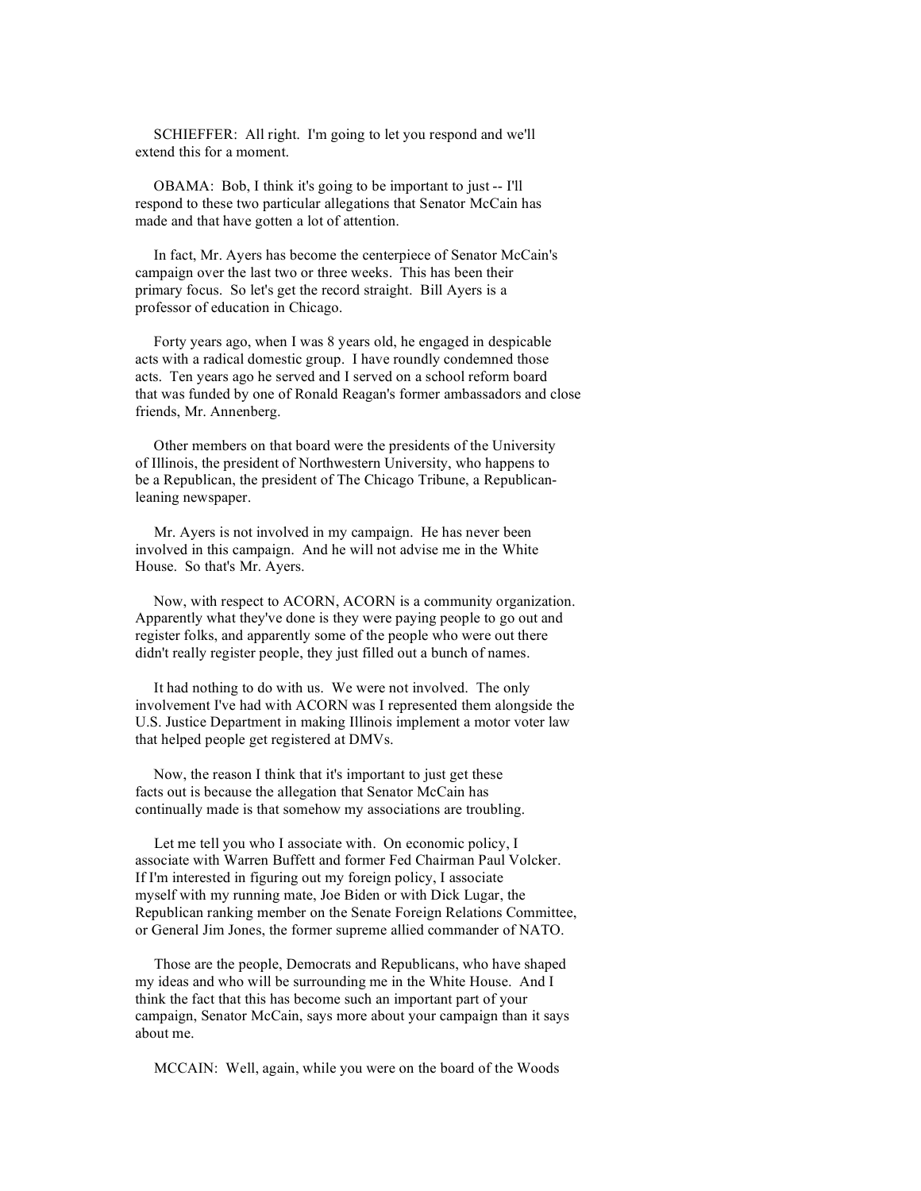SCHIEFFER: All right. I'm going to let you respond and we'll extend this for a moment.

OBAMA: Bob, I think it's going to be important to just -- I'll respond to these two particular allegations that Senator McCain has made and that have gotten a lot of attention.

In fact, Mr. Ayers has become the centerpiece of Senator McCain's campaign over the last two or three weeks. This has been their primary focus. So let's get the record straight. Bill Ayers is a professor of education in Chicago.

Forty years ago, when I was 8 years old, he engaged in despicable acts with a radical domestic group. I have roundly condemned those acts. Ten years ago he served and I served on a school reform board that was funded by one of Ronald Reagan's former ambassadors and close friends, Mr. Annenberg.

Other members on that board were the presidents of the University of Illinois, the president of Northwestern University, who happens to be a Republican, the president of The Chicago Tribune, a Republican-leaning newspaper.

Mr. Ayers is not involved in my campaign. He has never been involved in this campaign. And he will not advise me in the White House. So that's Mr. Ayers.

Now, with respect to ACORN, ACORN is a community organization. Apparently what they've done is they were paying people to go out and register folks, and apparently some of the people who were out there didn't really register people, they just filled out a bunch of names.

It had nothing to do with us. We were not involved. The only involvement I've had with ACORN was I represented them alongside the U.S. Justice Department in making Illinois implement a motor voter law that helped people get registered at DMVs.

Now, the reason I think that it's important to just get these facts out is because the allegation that Senator McCain has continually made is that somehow my associations are troubling.

Let me tell you who I associate with. On economic policy, I associate with Warren Buffett and former Fed Chairman Paul Volcker. If I'm interested in figuring out my foreign policy, I associate myself with my running mate, Joe Biden or with Dick Lugar, the Republican ranking member on the Senate Foreign Relations Committee, or General Jim Jones, the former supreme allied commander of NATO.

Those are the people, Democrats and Republicans, who have shaped my ideas and who will be surrounding me in the White House. And I think the fact that this has become such an important part of your campaign, Senator McCain, says more about your campaign than it says about me.

MCCAIN: Well, again, while you were on the board of the Woods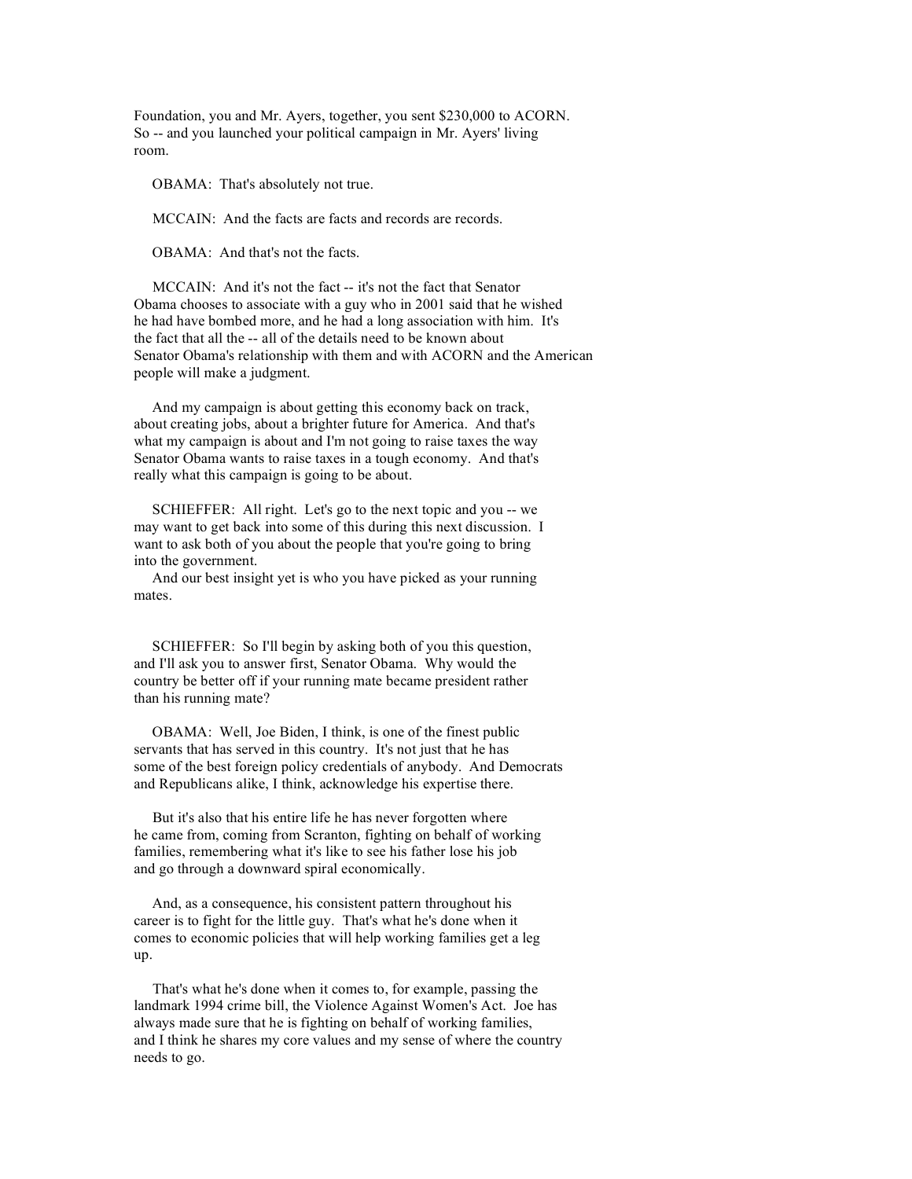Foundation, you and Mr. Ayers, together, you sent $230,000 to ACORN. So -- and you launched your political campaign in Mr. Ayers' living room.

OBAMA: That's absolutely not true.

MCCAIN: And the facts are facts and records are records.

OBAMA: And that's not the facts.

MCCAIN: And it's not the fact -- it's not the fact that Senator Obama chooses to associate with a guy who in 2001 said that he wished he had have bombed more, and he had a long association with him. It's the fact that all the -- all of the details need to be known about Senator Obama's relationship with them and with ACORN and the American people will make a judgment.

And my campaign is about getting this economy back on track, about creating jobs, about a brighter future for America. And that's what my campaign is about and I'm not going to raise taxes the way Senator Obama wants to raise taxes in a tough economy. And that's really what this campaign is going to be about.

SCHIEFFER: All right. Let's go to the next topic and you -- we may want to get back into some of this during this next discussion. I want to ask both of you about the people that you're going to bring into the government.
And our best insight yet is who you have picked as your running mates.

SCHIEFFER: So I'll begin by asking both of you this question, and I'll ask you to answer first, Senator Obama. Why would the country be better off if your running mate became president rather than his running mate?

OBAMA: Well, Joe Biden, I think, is one of the finest public servants that has served in this country. It's not just that he has some of the best foreign policy credentials of anybody. And Democrats and Republicans alike, I think, acknowledge his expertise there.

But it's also that his entire life he has never forgotten where he came from, coming from Scranton, fighting on behalf of working families, remembering what it's like to see his father lose his job and go through a downward spiral economically.

And, as a consequence, his consistent pattern throughout his career is to fight for the little guy. That's what he's done when it comes to economic policies that will help working families get a leg up.

That's what he's done when it comes to, for example, passing the landmark 1994 crime bill, the Violence Against Women's Act. Joe has always made sure that he is fighting on behalf of working families, and I think he shares my core values and my sense of where the country needs to go.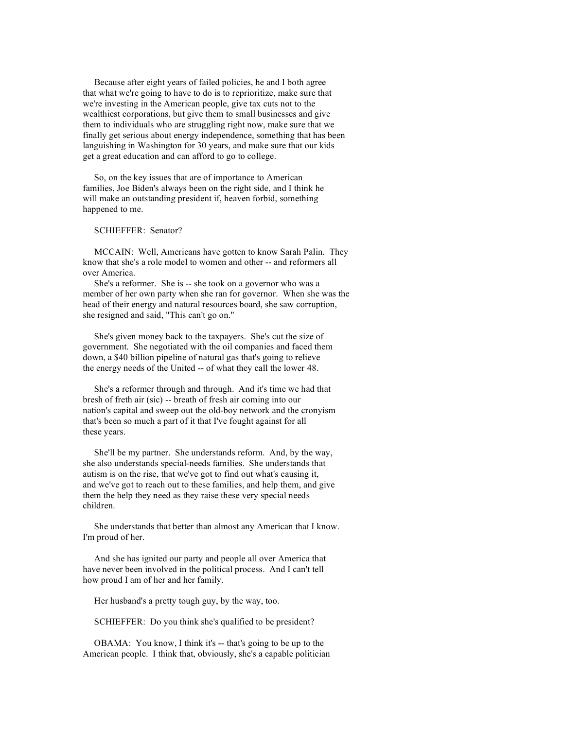Because after eight years of failed policies, he and I both agree that what we're going to have to do is to reprioritize, make sure that we're investing in the American people, give tax cuts not to the wealthiest corporations, but give them to small businesses and give them to individuals who are struggling right now, make sure that we finally get serious about energy independence, something that has been languishing in Washington for 30 years, and make sure that our kids get a great education and can afford to go to college.

So, on the key issues that are of importance to American families, Joe Biden's always been on the right side, and I think he will make an outstanding president if, heaven forbid, something happened to me.

SCHIEFFER: Senator?

MCCAIN: Well, Americans have gotten to know Sarah Palin. They know that she's a role model to women and other -- and reformers all over America.

She's a reformer. She is -- she took on a governor who was a member of her own party when she ran for governor. When she was the head of their energy and natural resources board, she saw corruption, she resigned and said, "This can't go on."

She's given money back to the taxpayers. She's cut the size of government. She negotiated with the oil companies and faced them down, a $40 billion pipeline of natural gas that's going to relieve the energy needs of the United -- of what they call the lower 48.

She's a reformer through and through. And it's time we had that bresh of freth air (sic) -- breath of fresh air coming into our nation's capital and sweep out the old-boy network and the cronyism that's been so much a part of it that I've fought against for all these years.

She'll be my partner. She understands reform. And, by the way, she also understands special-needs families. She understands that autism is on the rise, that we've got to find out what's causing it, and we've got to reach out to these families, and help them, and give them the help they need as they raise these very special needs children.

She understands that better than almost any American that I know. I'm proud of her.

And she has ignited our party and people all over America that have never been involved in the political process. And I can't tell how proud I am of her and her family.

Her husband's a pretty tough guy, by the way, too.

SCHIEFFER: Do you think she's qualified to be president?

OBAMA: You know, I think it's -- that's going to be up to the American people. I think that, obviously, she's a capable politician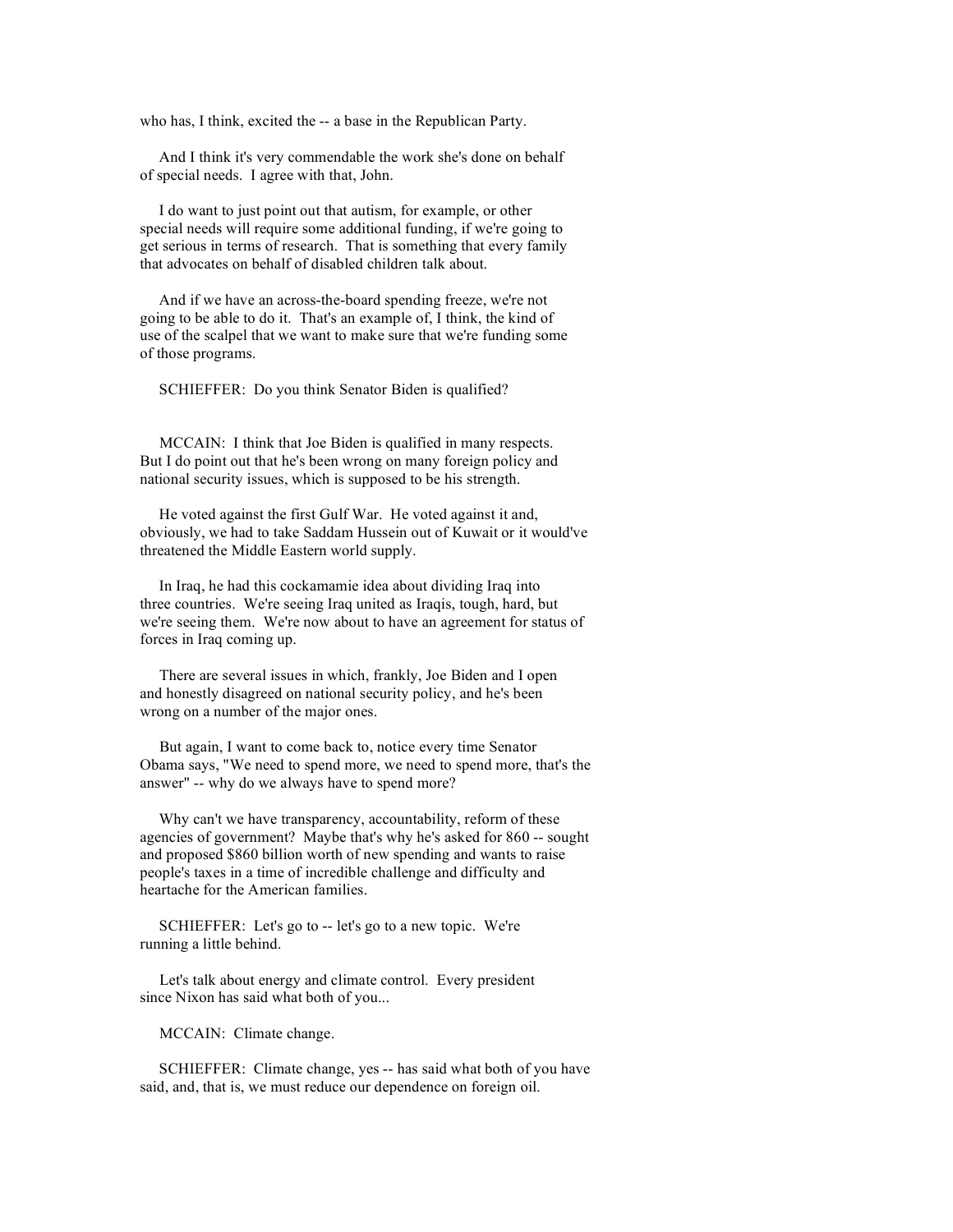who has, I think, excited the -- a base in the Republican Party.

And I think it's very commendable the work she's done on behalf of special needs. I agree with that, John.

I do want to just point out that autism, for example, or other special needs will require some additional funding, if we're going to get serious in terms of research. That is something that every family that advocates on behalf of disabled children talk about.

And if we have an across-the-board spending freeze, we're not going to be able to do it. That's an example of, I think, the kind of use of the scalpel that we want to make sure that we're funding some of those programs.

SCHIEFFER: Do you think Senator Biden is qualified?

MCCAIN: I think that Joe Biden is qualified in many respects. But I do point out that he's been wrong on many foreign policy and national security issues, which is supposed to be his strength.

He voted against the first Gulf War. He voted against it and, obviously, we had to take Saddam Hussein out of Kuwait or it would've threatened the Middle Eastern world supply.

In Iraq, he had this cockamamie idea about dividing Iraq into three countries. We're seeing Iraq united as Iraqis, tough, hard, but we're seeing them. We're now about to have an agreement for status of forces in Iraq coming up.

There are several issues in which, frankly, Joe Biden and I open and honestly disagreed on national security policy, and he's been wrong on a number of the major ones.

But again, I want to come back to, notice every time Senator Obama says, "We need to spend more, we need to spend more, that's the answer" -- why do we always have to spend more?

Why can't we have transparency, accountability, reform of these agencies of government? Maybe that's why he's asked for 860 -- sought and proposed $860 billion worth of new spending and wants to raise people's taxes in a time of incredible challenge and difficulty and heartache for the American families.

SCHIEFFER: Let's go to -- let's go to a new topic. We're running a little behind.

Let's talk about energy and climate control. Every president since Nixon has said what both of you...

MCCAIN: Climate change.

SCHIEFFER: Climate change, yes -- has said what both of you have said, and, that is, we must reduce our dependence on foreign oil.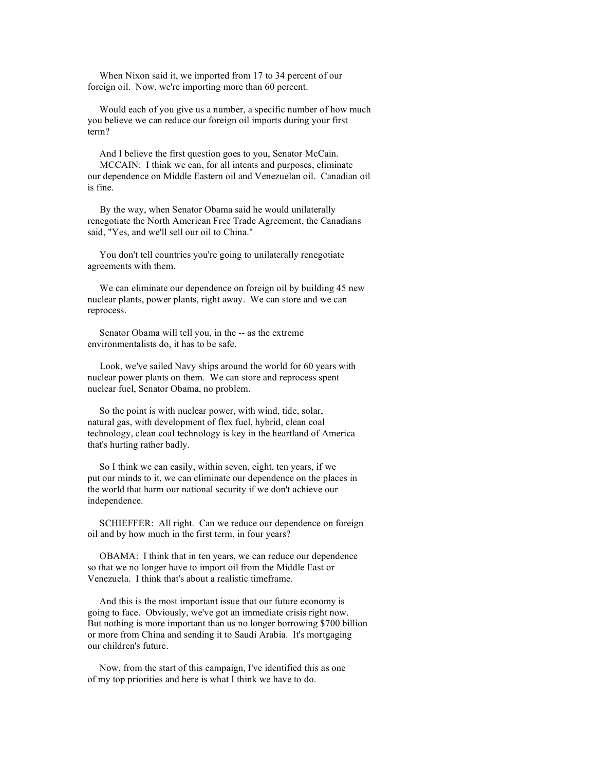When Nixon said it, we imported from 17 to 34 percent of our foreign oil. Now, we're importing more than 60 percent.

Would each of you give us a number, a specific number of how much you believe we can reduce our foreign oil imports during your first term?

And I believe the first question goes to you, Senator McCain.

MCCAIN: I think we can, for all intents and purposes, eliminate our dependence on Middle Eastern oil and Venezuelan oil. Canadian oil is fine.

By the way, when Senator Obama said he would unilaterally renegotiate the North American Free Trade Agreement, the Canadians said, "Yes, and we'll sell our oil to China."

You don't tell countries you're going to unilaterally renegotiate agreements with them.

We can eliminate our dependence on foreign oil by building 45 new nuclear plants, power plants, right away. We can store and we can reprocess.

Senator Obama will tell you, in the -- as the extreme environmentalists do, it has to be safe.

Look, we've sailed Navy ships around the world for 60 years with nuclear power plants on them. We can store and reprocess spent nuclear fuel, Senator Obama, no problem.

So the point is with nuclear power, with wind, tide, solar, natural gas, with development of flex fuel, hybrid, clean coal technology, clean coal technology is key in the heartland of America that's hurting rather badly.

So I think we can easily, within seven, eight, ten years, if we put our minds to it, we can eliminate our dependence on the places in the world that harm our national security if we don't achieve our independence.

SCHIEFFER: All right. Can we reduce our dependence on foreign oil and by how much in the first term, in four years?

OBAMA: I think that in ten years, we can reduce our dependence so that we no longer have to import oil from the Middle East or Venezuela. I think that's about a realistic timeframe.

And this is the most important issue that our future economy is going to face. Obviously, we've got an immediate crisis right now. But nothing is more important than us no longer borrowing $700 billion or more from China and sending it to Saudi Arabia. It's mortgaging our children's future.

Now, from the start of this campaign, I've identified this as one of my top priorities and here is what I think we have to do.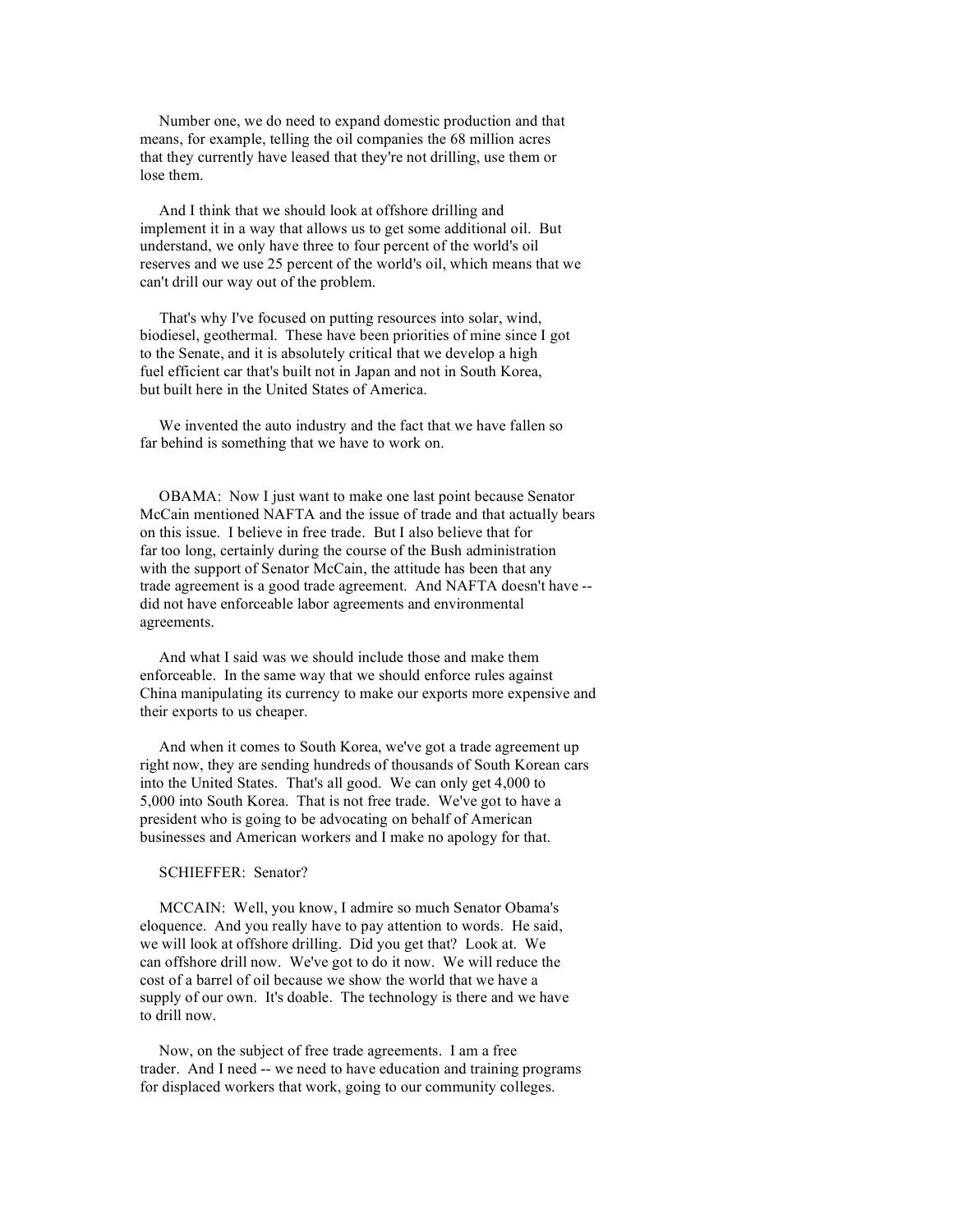Number one, we do need to expand domestic production and that means, for example, telling the oil companies the 68 million acres that they currently have leased that they're not drilling, use them or lose them.

And I think that we should look at offshore drilling and implement it in a way that allows us to get some additional oil. But understand, we only have three to four percent of the world's oil reserves and we use 25 percent of the world's oil, which means that we can't drill our way out of the problem.

That's why I've focused on putting resources into solar, wind, biodiesel, geothermal. These have been priorities of mine since I got to the Senate, and it is absolutely critical that we develop a high fuel efficient car that's built not in Japan and not in South Korea, but built here in the United States of America.

We invented the auto industry and the fact that we have fallen so far behind is something that we have to work on.

OBAMA: Now I just want to make one last point because Senator McCain mentioned NAFTA and the issue of trade and that actually bears on this issue. I believe in free trade. But I also believe that for far too long, certainly during the course of the Bush administration with the support of Senator McCain, the attitude has been that any trade agreement is a good trade agreement. And NAFTA doesn't have -- did not have enforceable labor agreements and environmental agreements.

And what I said was we should include those and make them enforceable. In the same way that we should enforce rules against China manipulating its currency to make our exports more expensive and their exports to us cheaper.

And when it comes to South Korea, we've got a trade agreement up right now, they are sending hundreds of thousands of South Korean cars into the United States. That's all good. We can only get 4,000 to 5,000 into South Korea. That is not free trade. We've got to have a president who is going to be advocating on behalf of American businesses and American workers and I make no apology for that.

SCHIEFFER: Senator?

MCCAIN: Well, you know, I admire so much Senator Obama's eloquence. And you really have to pay attention to words. He said, we will look at offshore drilling. Did you get that? Look at. We can offshore drill now. We've got to do it now. We will reduce the cost of a barrel of oil because we show the world that we have a supply of our own. It's doable. The technology is there and we have to drill now.

Now, on the subject of free trade agreements. I am a free trader. And I need -- we need to have education and training programs for displaced workers that work, going to our community colleges.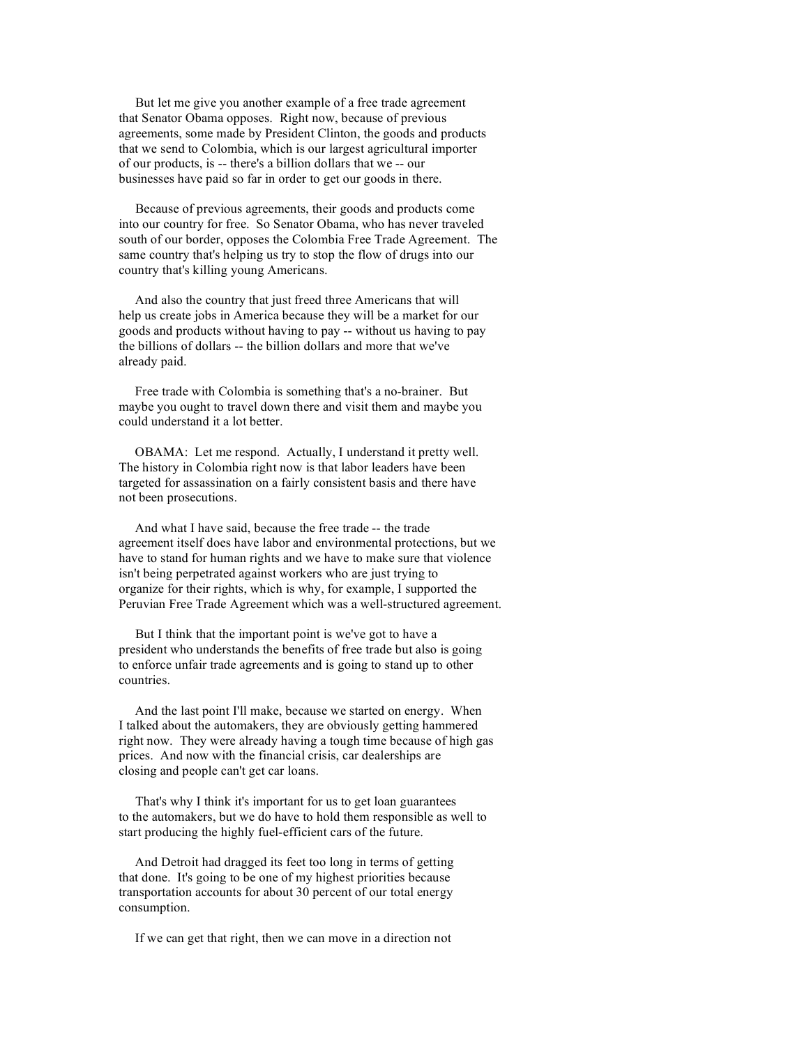But let me give you another example of a free trade agreement that Senator Obama opposes. Right now, because of previous agreements, some made by President Clinton, the goods and products that we send to Colombia, which is our largest agricultural importer of our products, is -- there's a billion dollars that we -- our businesses have paid so far in order to get our goods in there.

Because of previous agreements, their goods and products come into our country for free. So Senator Obama, who has never traveled south of our border, opposes the Colombia Free Trade Agreement. The same country that's helping us try to stop the flow of drugs into our country that's killing young Americans.

And also the country that just freed three Americans that will help us create jobs in America because they will be a market for our goods and products without having to pay -- without us having to pay the billions of dollars -- the billion dollars and more that we've already paid.

Free trade with Colombia is something that's a no-brainer. But maybe you ought to travel down there and visit them and maybe you could understand it a lot better.

OBAMA: Let me respond. Actually, I understand it pretty well. The history in Colombia right now is that labor leaders have been targeted for assassination on a fairly consistent basis and there have not been prosecutions.

And what I have said, because the free trade -- the trade agreement itself does have labor and environmental protections, but we have to stand for human rights and we have to make sure that violence isn't being perpetrated against workers who are just trying to organize for their rights, which is why, for example, I supported the Peruvian Free Trade Agreement which was a well-structured agreement.

But I think that the important point is we've got to have a president who understands the benefits of free trade but also is going to enforce unfair trade agreements and is going to stand up to other countries.

And the last point I'll make, because we started on energy. When I talked about the automakers, they are obviously getting hammered right now. They were already having a tough time because of high gas prices. And now with the financial crisis, car dealerships are closing and people can't get car loans.

That's why I think it's important for us to get loan guarantees to the automakers, but we do have to hold them responsible as well to start producing the highly fuel-efficient cars of the future.

And Detroit had dragged its feet too long in terms of getting that done. It's going to be one of my highest priorities because transportation accounts for about 30 percent of our total energy consumption.

If we can get that right, then we can move in a direction not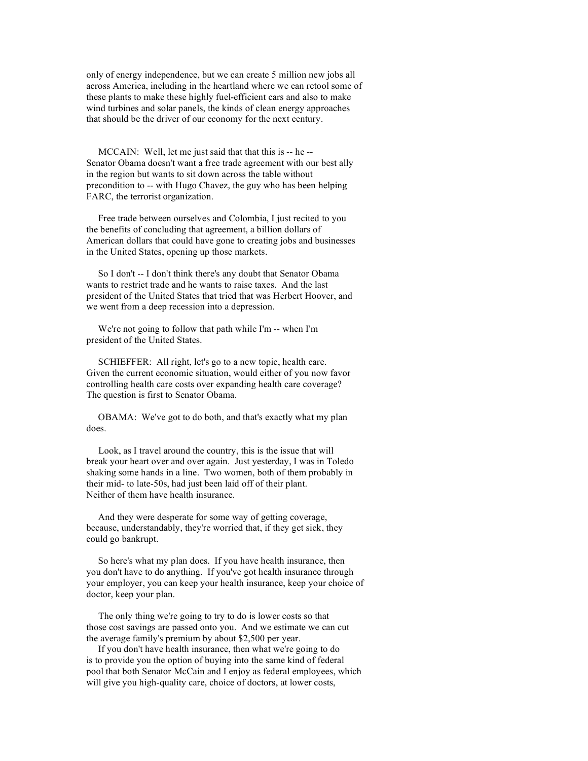only of energy independence, but we can create 5 million new jobs all across America, including in the heartland where we can retool some of these plants to make these highly fuel-efficient cars and also to make wind turbines and solar panels, the kinds of clean energy approaches that should be the driver of our economy for the next century.

MCCAIN: Well, let me just said that that this is -- he -- Senator Obama doesn't want a free trade agreement with our best ally in the region but wants to sit down across the table without precondition to -- with Hugo Chavez, the guy who has been helping FARC, the terrorist organization.

Free trade between ourselves and Colombia, I just recited to you the benefits of concluding that agreement, a billion dollars of American dollars that could have gone to creating jobs and businesses in the United States, opening up those markets.

So I don't -- I don't think there's any doubt that Senator Obama wants to restrict trade and he wants to raise taxes. And the last president of the United States that tried that was Herbert Hoover, and we went from a deep recession into a depression.

We're not going to follow that path while I'm -- when I'm president of the United States.

SCHIEFFER: All right, let's go to a new topic, health care. Given the current economic situation, would either of you now favor controlling health care costs over expanding health care coverage? The question is first to Senator Obama.

OBAMA: We've got to do both, and that's exactly what my plan does.

Look, as I travel around the country, this is the issue that will break your heart over and over again. Just yesterday, I was in Toledo shaking some hands in a line. Two women, both of them probably in their mid- to late-50s, had just been laid off of their plant. Neither of them have health insurance.

And they were desperate for some way of getting coverage, because, understandably, they're worried that, if they get sick, they could go bankrupt.

So here's what my plan does. If you have health insurance, then you don't have to do anything. If you've got health insurance through your employer, you can keep your health insurance, keep your choice of doctor, keep your plan.

The only thing we're going to try to do is lower costs so that those cost savings are passed onto you. And we estimate we can cut the average family's premium by about $2,500 per year.

If you don't have health insurance, then what we're going to do is to provide you the option of buying into the same kind of federal pool that both Senator McCain and I enjoy as federal employees, which will give you high-quality care, choice of doctors, at lower costs,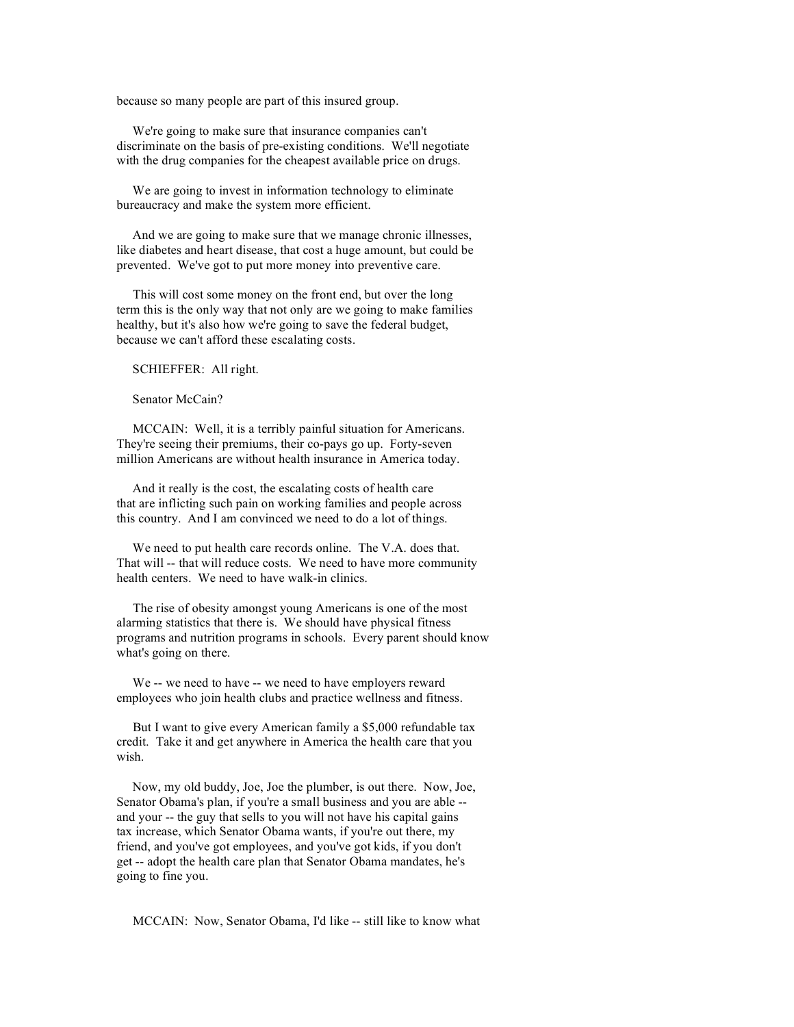because so many people are part of this insured group.

We're going to make sure that insurance companies can't discriminate on the basis of pre-existing conditions. We'll negotiate with the drug companies for the cheapest available price on drugs.

We are going to invest in information technology to eliminate bureaucracy and make the system more efficient.

And we are going to make sure that we manage chronic illnesses, like diabetes and heart disease, that cost a huge amount, but could be prevented. We've got to put more money into preventive care.

This will cost some money on the front end, but over the long term this is the only way that not only are we going to make families healthy, but it's also how we're going to save the federal budget, because we can't afford these escalating costs.

SCHIEFFER: All right.

Senator McCain?

MCCAIN: Well, it is a terribly painful situation for Americans. They're seeing their premiums, their co-pays go up. Forty-seven million Americans are without health insurance in America today.

And it really is the cost, the escalating costs of health care that are inflicting such pain on working families and people across this country. And I am convinced we need to do a lot of things.

We need to put health care records online. The V.A. does that. That will -- that will reduce costs. We need to have more community health centers. We need to have walk-in clinics.

The rise of obesity amongst young Americans is one of the most alarming statistics that there is. We should have physical fitness programs and nutrition programs in schools. Every parent should know what's going on there.

We -- we need to have -- we need to have employers reward employees who join health clubs and practice wellness and fitness.

But I want to give every American family a $5,000 refundable tax credit. Take it and get anywhere in America the health care that you wish.

Now, my old buddy, Joe, Joe the plumber, is out there. Now, Joe, Senator Obama's plan, if you're a small business and you are able -- and your -- the guy that sells to you will not have his capital gains tax increase, which Senator Obama wants, if you're out there, my friend, and you've got employees, and you've got kids, if you don't get -- adopt the health care plan that Senator Obama mandates, he's going to fine you.

MCCAIN: Now, Senator Obama, I'd like -- still like to know what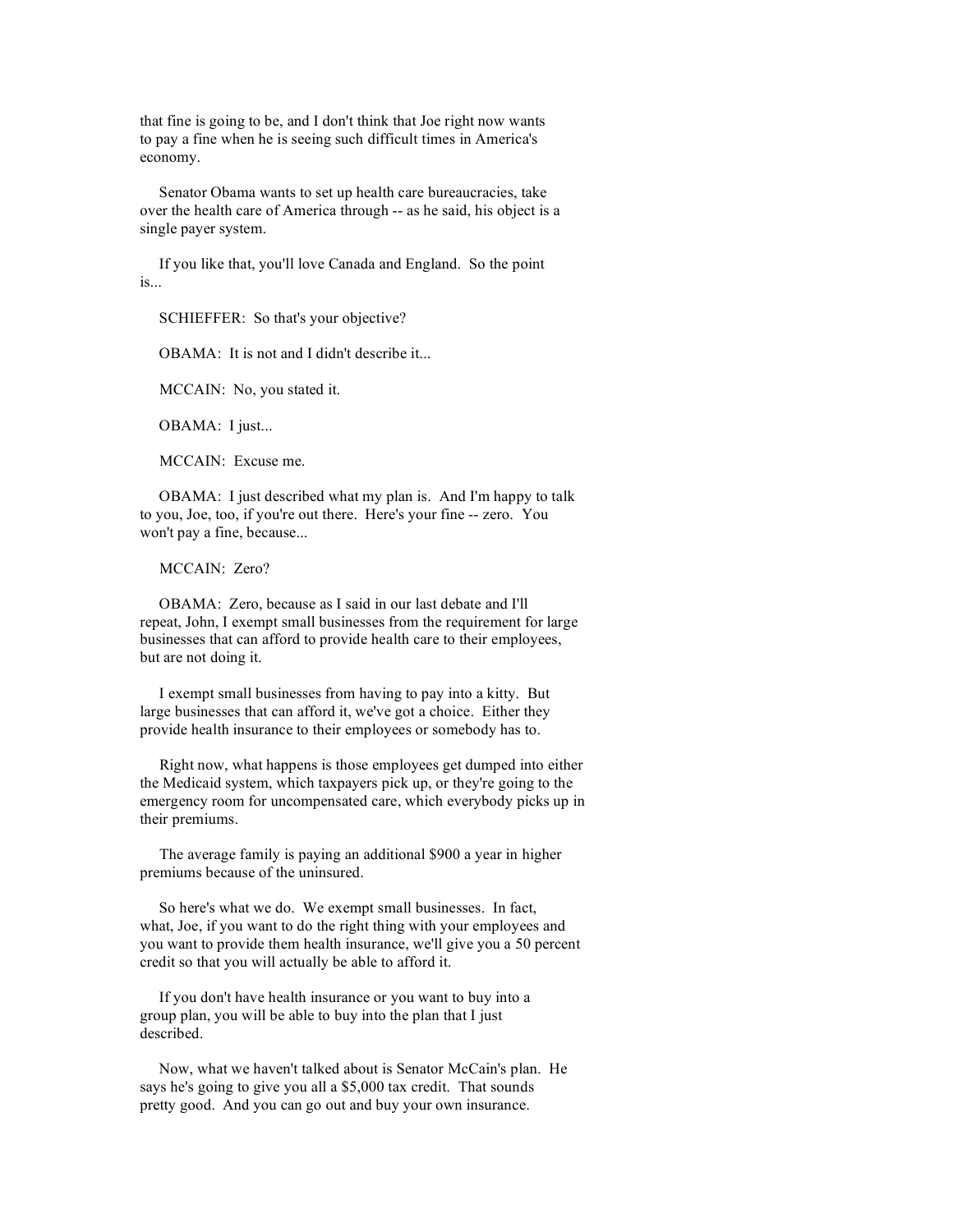that fine is going to be, and I don't think that Joe right now wants to pay a fine when he is seeing such difficult times in America's economy.

Senator Obama wants to set up health care bureaucracies, take over the health care of America through -- as he said, his object is a single payer system.

If you like that, you'll love Canada and England. So the point is...

SCHIEFFER: So that's your objective?

OBAMA: It is not and I didn't describe it...

MCCAIN: No, you stated it.

OBAMA: I just...

MCCAIN: Excuse me.

OBAMA: I just described what my plan is. And I'm happy to talk to you, Joe, too, if you're out there. Here's your fine -- zero. You won't pay a fine, because...

MCCAIN: Zero?

OBAMA: Zero, because as I said in our last debate and I'll repeat, John, I exempt small businesses from the requirement for large businesses that can afford to provide health care to their employees, but are not doing it.

I exempt small businesses from having to pay into a kitty. But large businesses that can afford it, we've got a choice. Either they provide health insurance to their employees or somebody has to.

Right now, what happens is those employees get dumped into either the Medicaid system, which taxpayers pick up, or they're going to the emergency room for uncompensated care, which everybody picks up in their premiums.

The average family is paying an additional $900 a year in higher premiums because of the uninsured.

So here's what we do. We exempt small businesses. In fact, what, Joe, if you want to do the right thing with your employees and you want to provide them health insurance, we'll give you a 50 percent credit so that you will actually be able to afford it.

If you don't have health insurance or you want to buy into a group plan, you will be able to buy into the plan that I just described.

Now, what we haven't talked about is Senator McCain's plan. He says he's going to give you all a $5,000 tax credit. That sounds pretty good. And you can go out and buy your own insurance.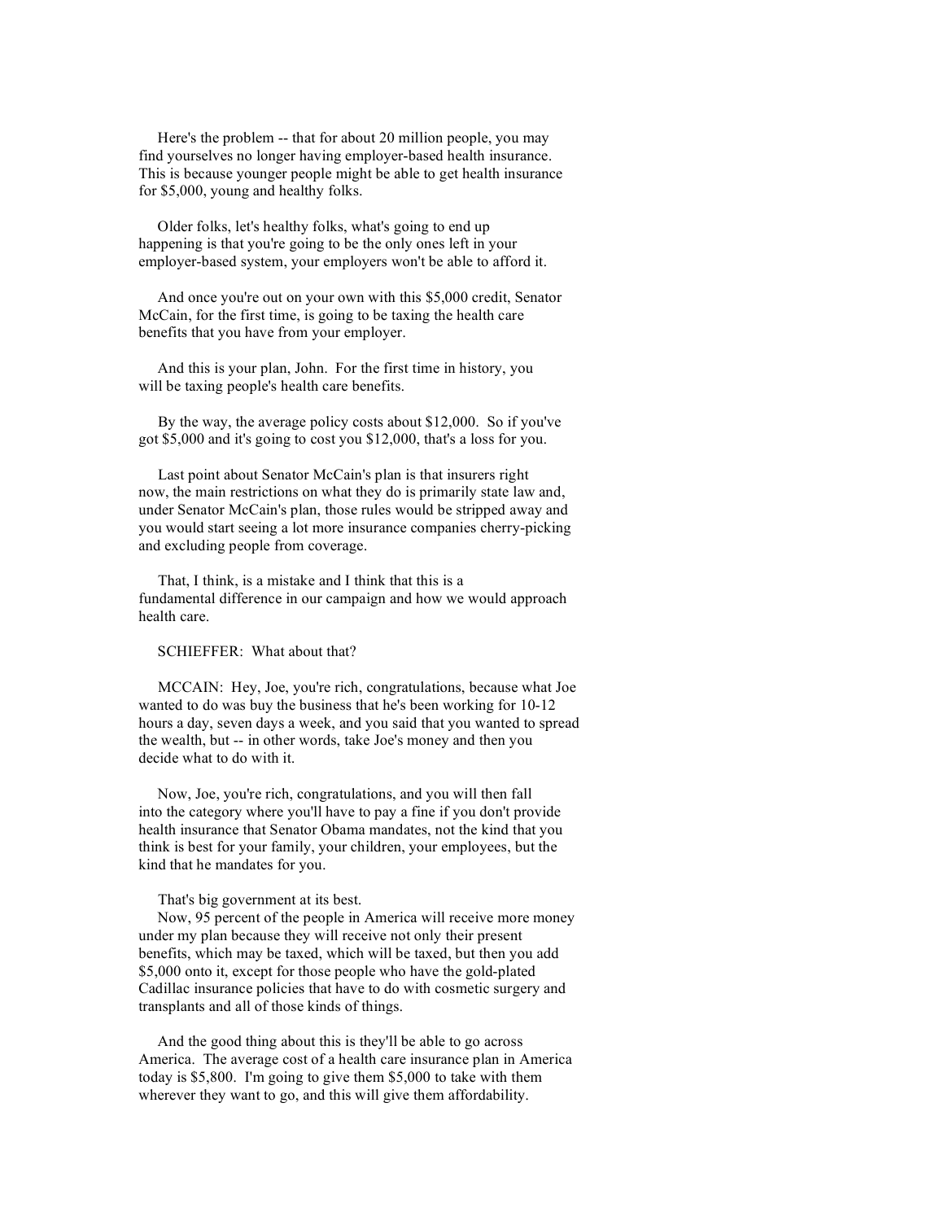Here's the problem -- that for about 20 million people, you may find yourselves no longer having employer-based health insurance. This is because younger people might be able to get health insurance for $5,000, young and healthy folks.

Older folks, let's healthy folks, what's going to end up happening is that you're going to be the only ones left in your employer-based system, your employers won't be able to afford it.

And once you're out on your own with this $5,000 credit, Senator McCain, for the first time, is going to be taxing the health care benefits that you have from your employer.

And this is your plan, John. For the first time in history, you will be taxing people's health care benefits.

By the way, the average policy costs about $12,000. So if you've got $5,000 and it's going to cost you $12,000, that's a loss for you.

Last point about Senator McCain's plan is that insurers right now, the main restrictions on what they do is primarily state law and, under Senator McCain's plan, those rules would be stripped away and you would start seeing a lot more insurance companies cherry-picking and excluding people from coverage.

That, I think, is a mistake and I think that this is a fundamental difference in our campaign and how we would approach health care.

SCHIEFFER: What about that?

MCCAIN: Hey, Joe, you're rich, congratulations, because what Joe wanted to do was buy the business that he's been working for 10-12 hours a day, seven days a week, and you said that you wanted to spread the wealth, but -- in other words, take Joe's money and then you decide what to do with it.

Now, Joe, you're rich, congratulations, and you will then fall into the category where you'll have to pay a fine if you don't provide health insurance that Senator Obama mandates, not the kind that you think is best for your family, your children, your employees, but the kind that he mandates for you.

That's big government at its best.

Now, 95 percent of the people in America will receive more money under my plan because they will receive not only their present benefits, which may be taxed, which will be taxed, but then you add $5,000 onto it, except for those people who have the gold-plated Cadillac insurance policies that have to do with cosmetic surgery and transplants and all of those kinds of things.

And the good thing about this is they'll be able to go across America. The average cost of a health care insurance plan in America today is $5,800. I'm going to give them $5,000 to take with them wherever they want to go, and this will give them affordability.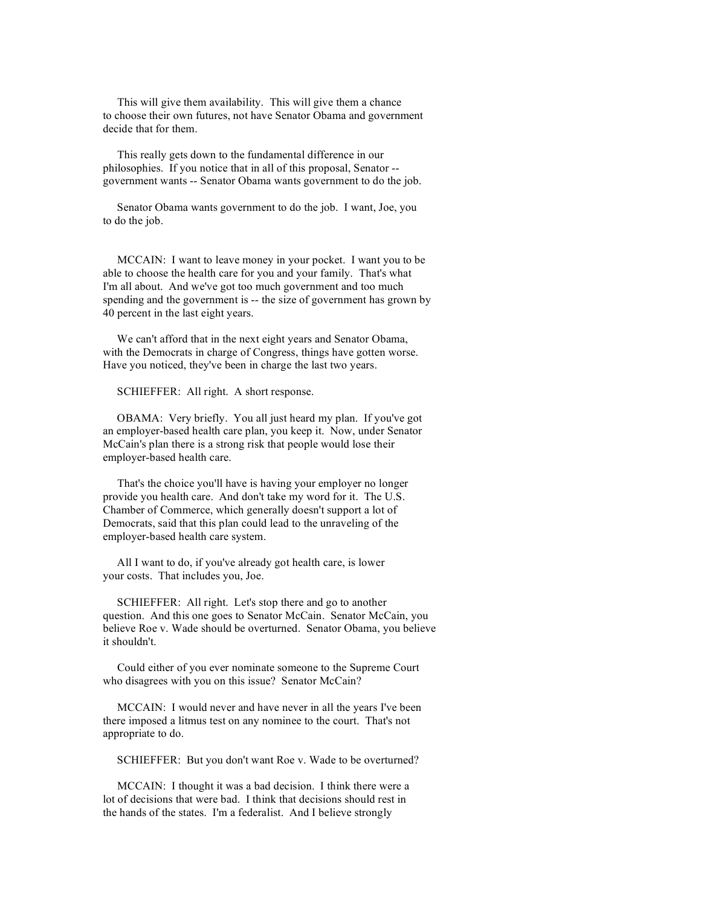This will give them availability. This will give them a chance to choose their own futures, not have Senator Obama and government decide that for them.

This really gets down to the fundamental difference in our philosophies. If you notice that in all of this proposal, Senator -- government wants -- Senator Obama wants government to do the job.

Senator Obama wants government to do the job. I want, Joe, you to do the job.

MCCAIN: I want to leave money in your pocket. I want you to be able to choose the health care for you and your family. That's what I'm all about. And we've got too much government and too much spending and the government is -- the size of government has grown by 40 percent in the last eight years.

We can't afford that in the next eight years and Senator Obama, with the Democrats in charge of Congress, things have gotten worse. Have you noticed, they've been in charge the last two years.

SCHIEFFER: All right. A short response.

OBAMA: Very briefly. You all just heard my plan. If you've got an employer-based health care plan, you keep it. Now, under Senator McCain's plan there is a strong risk that people would lose their employer-based health care.

That's the choice you'll have is having your employer no longer provide you health care. And don't take my word for it. The U.S. Chamber of Commerce, which generally doesn't support a lot of Democrats, said that this plan could lead to the unraveling of the employer-based health care system.

All I want to do, if you've already got health care, is lower your costs. That includes you, Joe.

SCHIEFFER: All right. Let's stop there and go to another question. And this one goes to Senator McCain. Senator McCain, you believe Roe v. Wade should be overturned. Senator Obama, you believe it shouldn't.

Could either of you ever nominate someone to the Supreme Court who disagrees with you on this issue? Senator McCain?

MCCAIN: I would never and have never in all the years I've been there imposed a litmus test on any nominee to the court. That's not appropriate to do.

SCHIEFFER: But you don't want Roe v. Wade to be overturned?

MCCAIN: I thought it was a bad decision. I think there were a lot of decisions that were bad. I think that decisions should rest in the hands of the states. I'm a federalist. And I believe strongly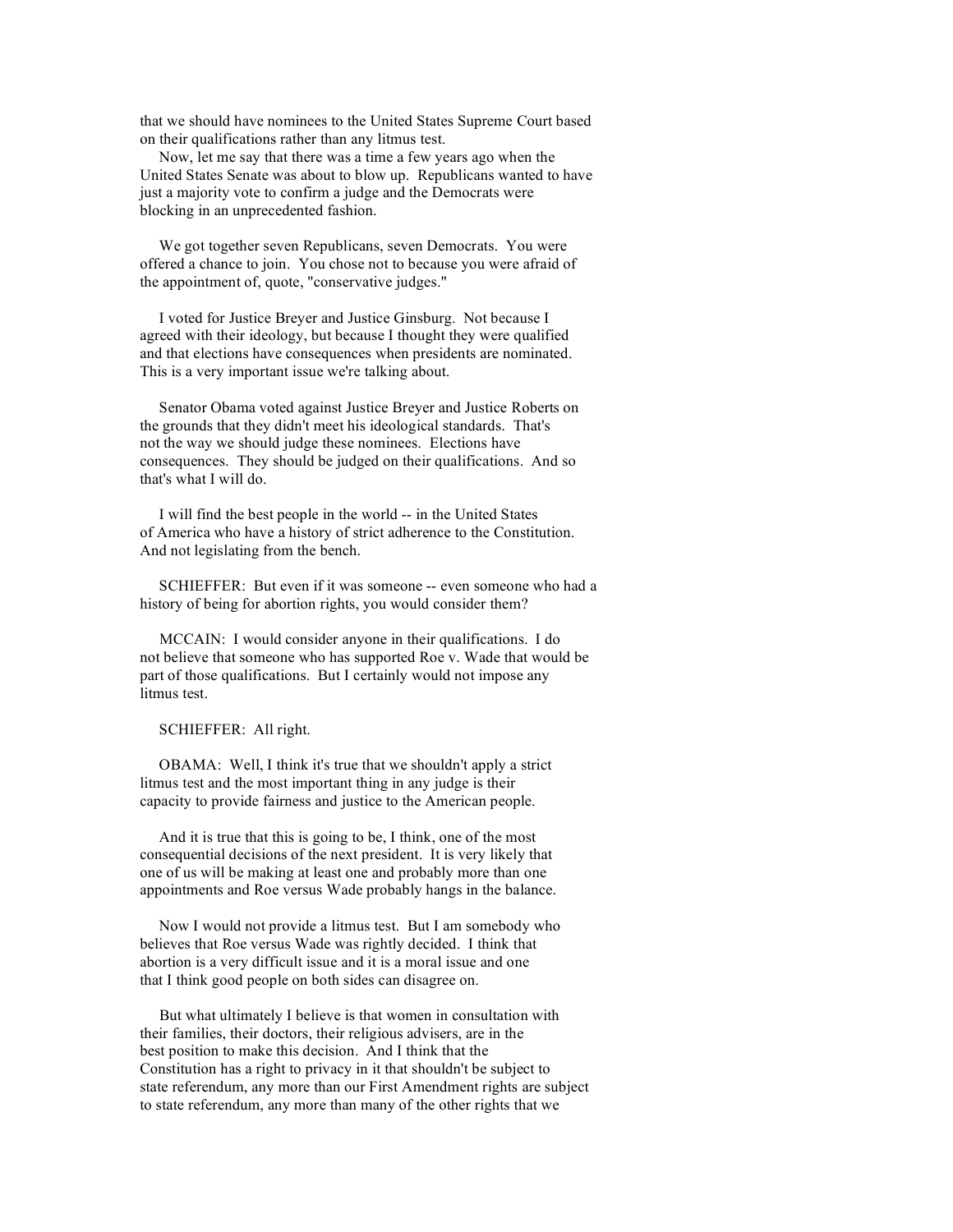that we should have nominees to the United States Supreme Court based on their qualifications rather than any litmus test.

Now, let me say that there was a time a few years ago when the United States Senate was about to blow up. Republicans wanted to have just a majority vote to confirm a judge and the Democrats were blocking in an unprecedented fashion.

We got together seven Republicans, seven Democrats. You were offered a chance to join. You chose not to because you were afraid of the appointment of, quote, "conservative judges."

I voted for Justice Breyer and Justice Ginsburg. Not because I agreed with their ideology, but because I thought they were qualified and that elections have consequences when presidents are nominated. This is a very important issue we're talking about.

Senator Obama voted against Justice Breyer and Justice Roberts on the grounds that they didn't meet his ideological standards. That's not the way we should judge these nominees. Elections have consequences. They should be judged on their qualifications. And so that's what I will do.

I will find the best people in the world -- in the United States of America who have a history of strict adherence to the Constitution. And not legislating from the bench.

SCHIEFFER: But even if it was someone -- even someone who had a history of being for abortion rights, you would consider them?

MCCAIN: I would consider anyone in their qualifications. I do not believe that someone who has supported Roe v. Wade that would be part of those qualifications. But I certainly would not impose any litmus test.

SCHIEFFER: All right.

OBAMA: Well, I think it's true that we shouldn't apply a strict litmus test and the most important thing in any judge is their capacity to provide fairness and justice to the American people.

And it is true that this is going to be, I think, one of the most consequential decisions of the next president. It is very likely that one of us will be making at least one and probably more than one appointments and Roe versus Wade probably hangs in the balance.

Now I would not provide a litmus test. But I am somebody who believes that Roe versus Wade was rightly decided. I think that abortion is a very difficult issue and it is a moral issue and one that I think good people on both sides can disagree on.

But what ultimately I believe is that women in consultation with their families, their doctors, their religious advisers, are in the best position to make this decision. And I think that the Constitution has a right to privacy in it that shouldn't be subject to state referendum, any more than our First Amendment rights are subject to state referendum, any more than many of the other rights that we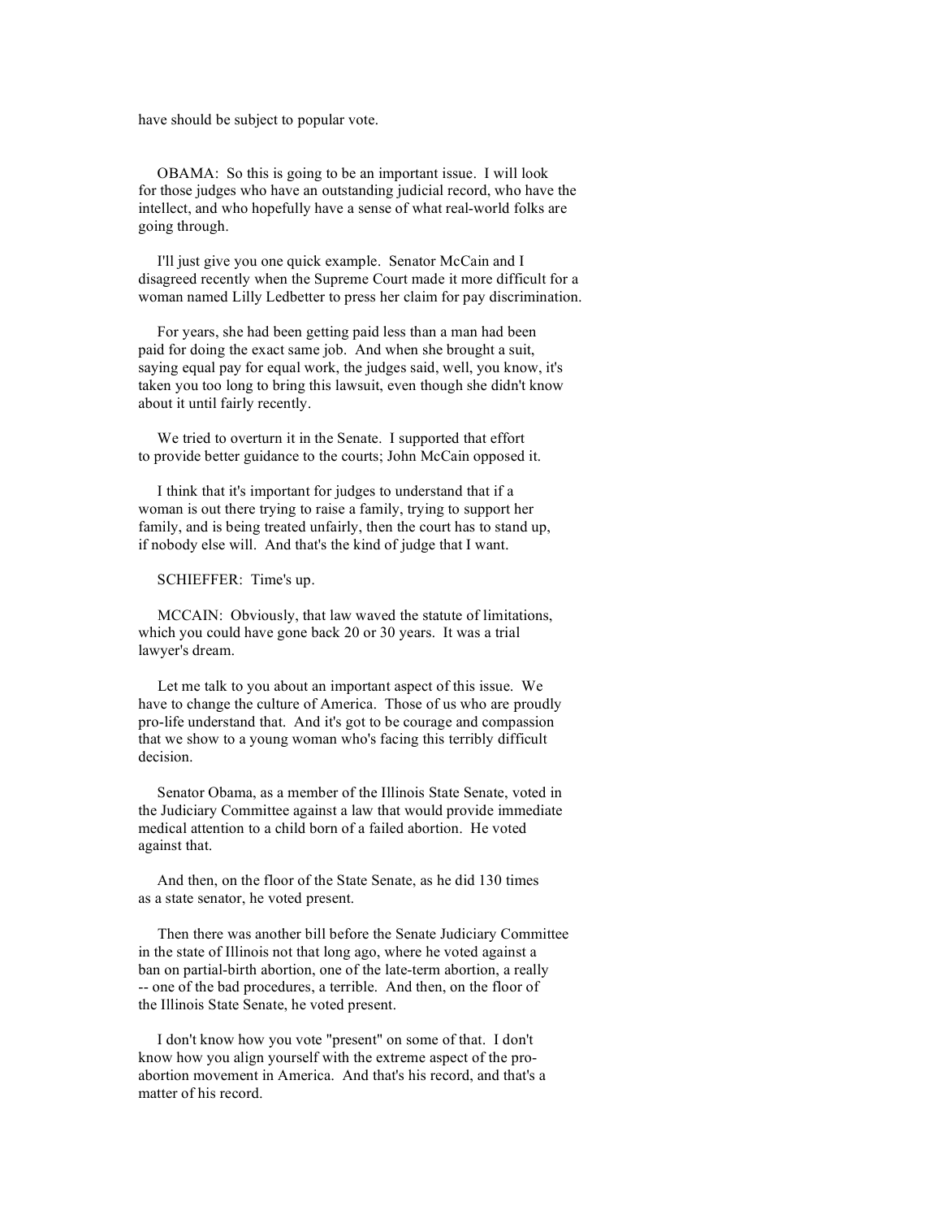have should be subject to popular vote.

OBAMA: So this is going to be an important issue. I will look for those judges who have an outstanding judicial record, who have the intellect, and who hopefully have a sense of what real-world folks are going through.

I'll just give you one quick example. Senator McCain and I disagreed recently when the Supreme Court made it more difficult for a woman named Lilly Ledbetter to press her claim for pay discrimination.

For years, she had been getting paid less than a man had been paid for doing the exact same job. And when she brought a suit, saying equal pay for equal work, the judges said, well, you know, it's taken you too long to bring this lawsuit, even though she didn't know about it until fairly recently.

We tried to overturn it in the Senate. I supported that effort to provide better guidance to the courts; John McCain opposed it.

I think that it's important for judges to understand that if a woman is out there trying to raise a family, trying to support her family, and is being treated unfairly, then the court has to stand up, if nobody else will. And that's the kind of judge that I want.

SCHIEFFER: Time's up.

MCCAIN: Obviously, that law waved the statute of limitations, which you could have gone back 20 or 30 years. It was a trial lawyer's dream.

Let me talk to you about an important aspect of this issue. We have to change the culture of America. Those of us who are proudly pro-life understand that. And it's got to be courage and compassion that we show to a young woman who's facing this terribly difficult decision.

Senator Obama, as a member of the Illinois State Senate, voted in the Judiciary Committee against a law that would provide immediate medical attention to a child born of a failed abortion. He voted against that.

And then, on the floor of the State Senate, as he did 130 times as a state senator, he voted present.

Then there was another bill before the Senate Judiciary Committee in the state of Illinois not that long ago, where he voted against a ban on partial-birth abortion, one of the late-term abortion, a really -- one of the bad procedures, a terrible. And then, on the floor of the Illinois State Senate, he voted present.

I don't know how you vote "present" on some of that. I don't know how you align yourself with the extreme aspect of the pro-abortion movement in America. And that's his record, and that's a matter of his record.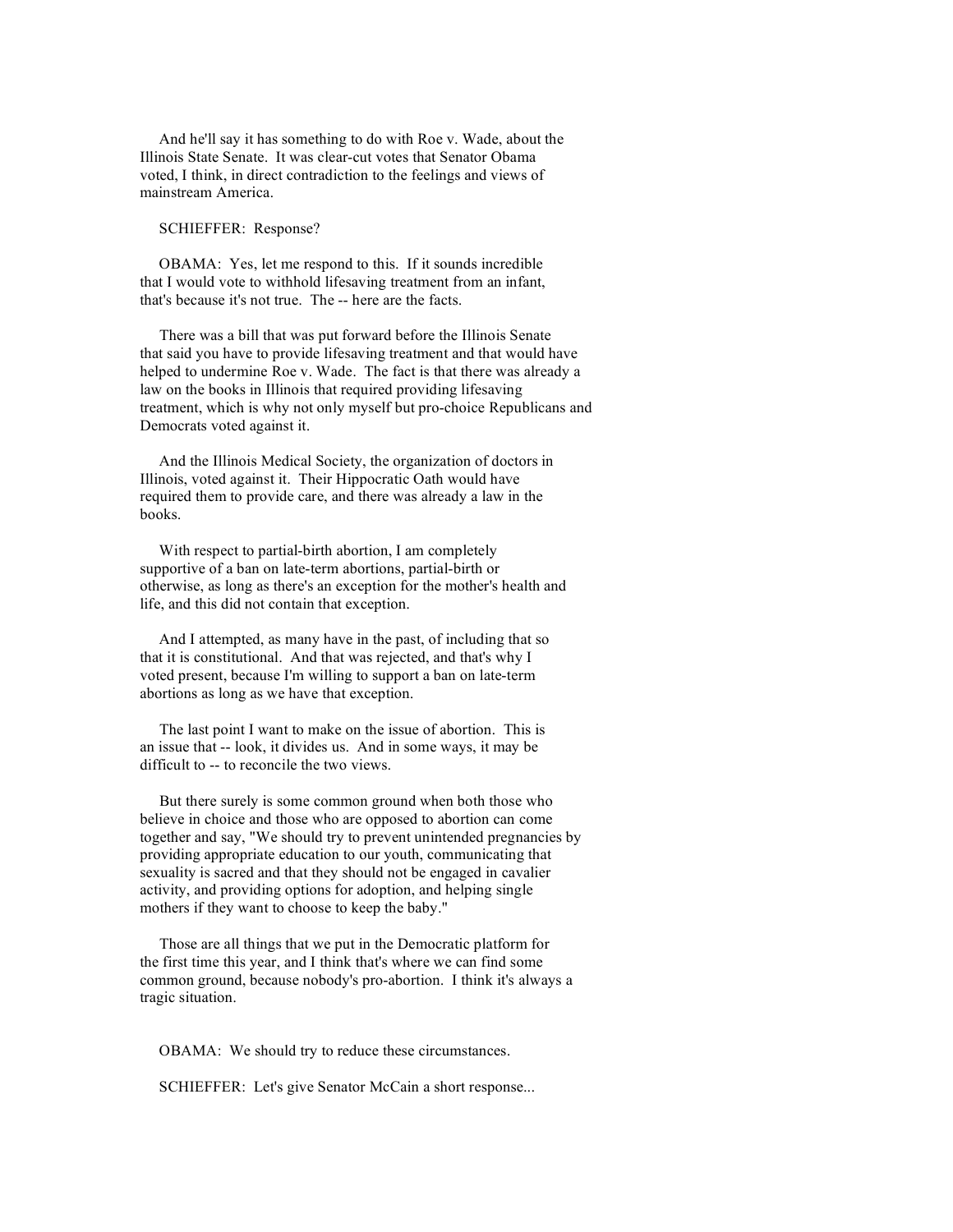And he'll say it has something to do with Roe v. Wade, about the Illinois State Senate. It was clear-cut votes that Senator Obama voted, I think, in direct contradiction to the feelings and views of mainstream America.

SCHIEFFER: Response?

OBAMA: Yes, let me respond to this. If it sounds incredible that I would vote to withhold lifesaving treatment from an infant, that's because it's not true. The -- here are the facts.

There was a bill that was put forward before the Illinois Senate that said you have to provide lifesaving treatment and that would have helped to undermine Roe v. Wade. The fact is that there was already a law on the books in Illinois that required providing lifesaving treatment, which is why not only myself but pro-choice Republicans and Democrats voted against it.

And the Illinois Medical Society, the organization of doctors in Illinois, voted against it. Their Hippocratic Oath would have required them to provide care, and there was already a law in the books.

With respect to partial-birth abortion, I am completely supportive of a ban on late-term abortions, partial-birth or otherwise, as long as there's an exception for the mother's health and life, and this did not contain that exception.

And I attempted, as many have in the past, of including that so that it is constitutional. And that was rejected, and that's why I voted present, because I'm willing to support a ban on late-term abortions as long as we have that exception.

The last point I want to make on the issue of abortion. This is an issue that -- look, it divides us. And in some ways, it may be difficult to -- to reconcile the two views.

But there surely is some common ground when both those who believe in choice and those who are opposed to abortion can come together and say, "We should try to prevent unintended pregnancies by providing appropriate education to our youth, communicating that sexuality is sacred and that they should not be engaged in cavalier activity, and providing options for adoption, and helping single mothers if they want to choose to keep the baby."

Those are all things that we put in the Democratic platform for the first time this year, and I think that's where we can find some common ground, because nobody's pro-abortion. I think it's always a tragic situation.

OBAMA: We should try to reduce these circumstances.

SCHIEFFER: Let's give Senator McCain a short response...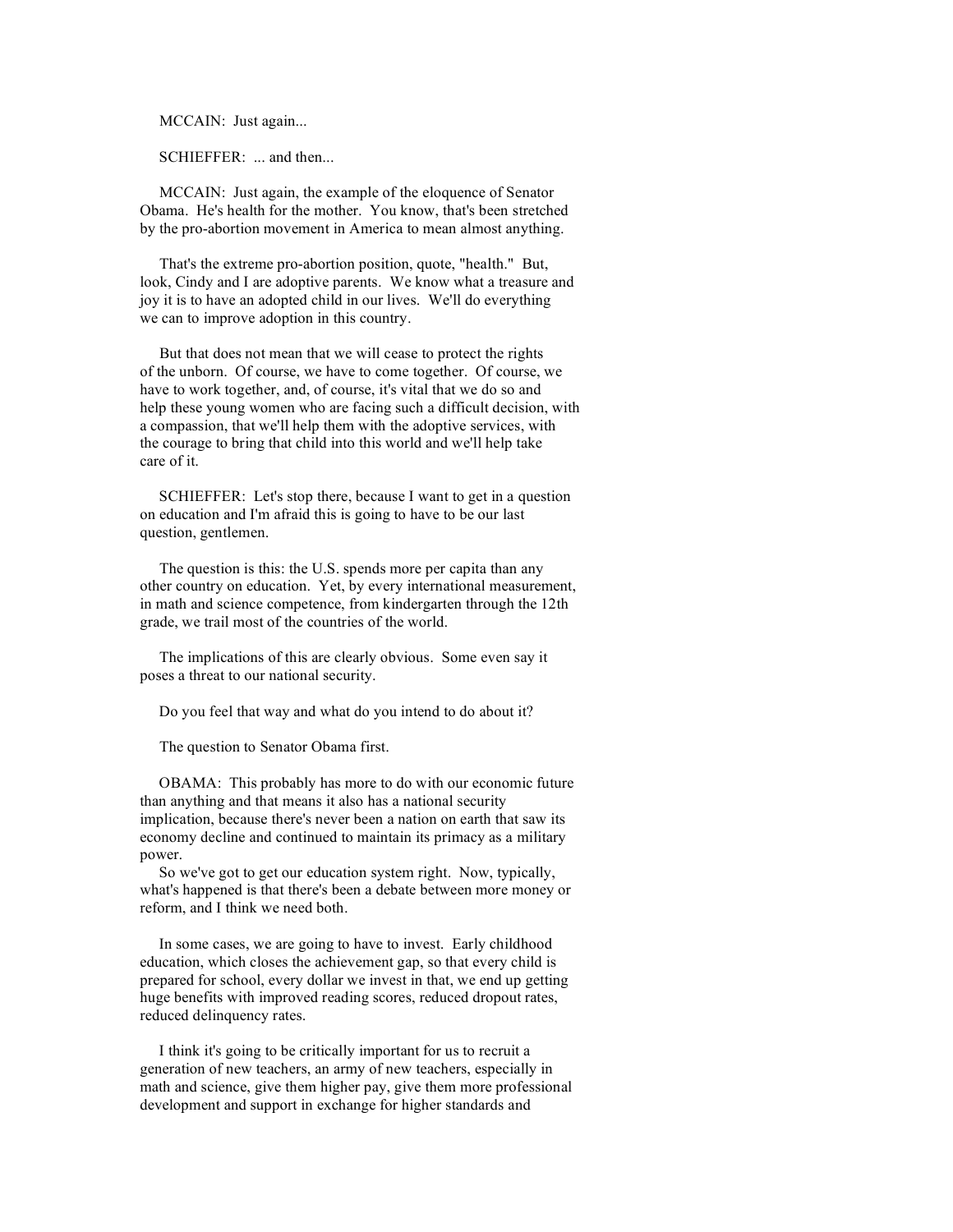MCCAIN: Just again...

SCHIEFFER: ... and then...

MCCAIN: Just again, the example of the eloquence of Senator Obama. He's health for the mother. You know, that's been stretched by the pro-abortion movement in America to mean almost anything.

That's the extreme pro-abortion position, quote, "health." But, look, Cindy and I are adoptive parents. We know what a treasure and joy it is to have an adopted child in our lives. We'll do everything we can to improve adoption in this country.

But that does not mean that we will cease to protect the rights of the unborn. Of course, we have to come together. Of course, we have to work together, and, of course, it's vital that we do so and help these young women who are facing such a difficult decision, with a compassion, that we'll help them with the adoptive services, with the courage to bring that child into this world and we'll help take care of it.

SCHIEFFER: Let's stop there, because I want to get in a question on education and I'm afraid this is going to have to be our last question, gentlemen.

The question is this: the U.S. spends more per capita than any other country on education. Yet, by every international measurement, in math and science competence, from kindergarten through the 12th grade, we trail most of the countries of the world.

The implications of this are clearly obvious. Some even say it poses a threat to our national security.

Do you feel that way and what do you intend to do about it?

The question to Senator Obama first.

OBAMA: This probably has more to do with our economic future than anything and that means it also has a national security implication, because there's never been a nation on earth that saw its economy decline and continued to maintain its primacy as a military power.

So we've got to get our education system right. Now, typically, what's happened is that there's been a debate between more money or reform, and I think we need both.

In some cases, we are going to have to invest. Early childhood education, which closes the achievement gap, so that every child is prepared for school, every dollar we invest in that, we end up getting huge benefits with improved reading scores, reduced dropout rates, reduced delinquency rates.

I think it's going to be critically important for us to recruit a generation of new teachers, an army of new teachers, especially in math and science, give them higher pay, give them more professional development and support in exchange for higher standards and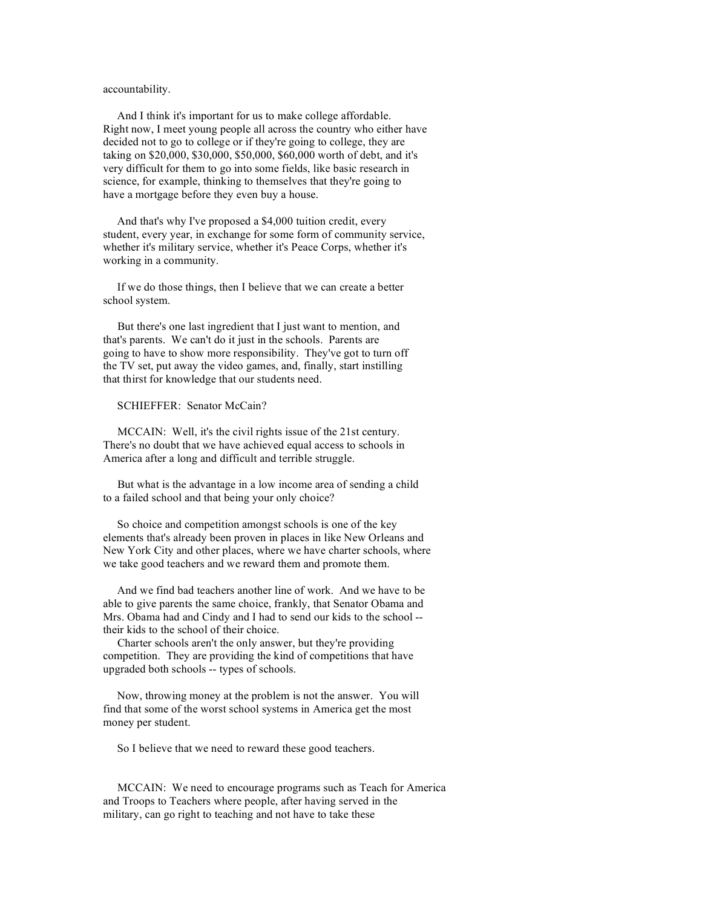accountability.

And I think it's important for us to make college affordable. Right now, I meet young people all across the country who either have decided not to go to college or if they're going to college, they are taking on $20,000, $30,000, $50,000, $60,000 worth of debt, and it's very difficult for them to go into some fields, like basic research in science, for example, thinking to themselves that they're going to have a mortgage before they even buy a house.

And that's why I've proposed a $4,000 tuition credit, every student, every year, in exchange for some form of community service, whether it's military service, whether it's Peace Corps, whether it's working in a community.

If we do those things, then I believe that we can create a better school system.

But there's one last ingredient that I just want to mention, and that's parents. We can't do it just in the schools. Parents are going to have to show more responsibility. They've got to turn off the TV set, put away the video games, and, finally, start instilling that thirst for knowledge that our students need.

SCHIEFFER: Senator McCain?

MCCAIN: Well, it's the civil rights issue of the 21st century. There's no doubt that we have achieved equal access to schools in America after a long and difficult and terrible struggle.

But what is the advantage in a low income area of sending a child to a failed school and that being your only choice?

So choice and competition amongst schools is one of the key elements that's already been proven in places in like New Orleans and New York City and other places, where we have charter schools, where we take good teachers and we reward them and promote them.

And we find bad teachers another line of work. And we have to be able to give parents the same choice, frankly, that Senator Obama and Mrs. Obama had and Cindy and I had to send our kids to the school -- their kids to the school of their choice.

Charter schools aren't the only answer, but they're providing competition. They are providing the kind of competitions that have upgraded both schools -- types of schools.

Now, throwing money at the problem is not the answer. You will find that some of the worst school systems in America get the most money per student.

So I believe that we need to reward these good teachers.

MCCAIN: We need to encourage programs such as Teach for America and Troops to Teachers where people, after having served in the military, can go right to teaching and not have to take these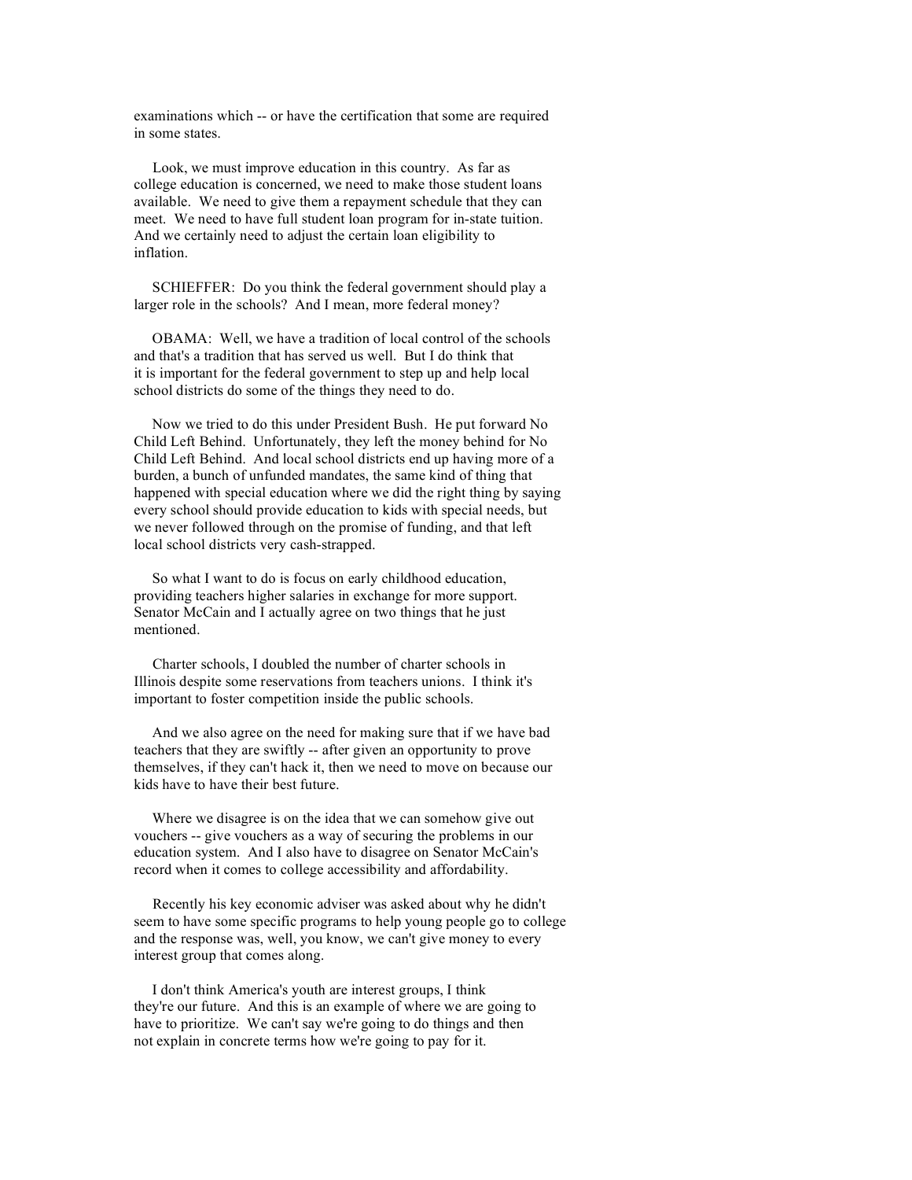examinations which -- or have the certification that some are required in some states.

Look, we must improve education in this country. As far as college education is concerned, we need to make those student loans available. We need to give them a repayment schedule that they can meet. We need to have full student loan program for in-state tuition. And we certainly need to adjust the certain loan eligibility to inflation.

SCHIEFFER: Do you think the federal government should play a larger role in the schools? And I mean, more federal money?

OBAMA: Well, we have a tradition of local control of the schools and that's a tradition that has served us well. But I do think that it is important for the federal government to step up and help local school districts do some of the things they need to do.

Now we tried to do this under President Bush. He put forward No Child Left Behind. Unfortunately, they left the money behind for No Child Left Behind. And local school districts end up having more of a burden, a bunch of unfunded mandates, the same kind of thing that happened with special education where we did the right thing by saying every school should provide education to kids with special needs, but we never followed through on the promise of funding, and that left local school districts very cash-strapped.

So what I want to do is focus on early childhood education, providing teachers higher salaries in exchange for more support. Senator McCain and I actually agree on two things that he just mentioned.

Charter schools, I doubled the number of charter schools in Illinois despite some reservations from teachers unions. I think it's important to foster competition inside the public schools.

And we also agree on the need for making sure that if we have bad teachers that they are swiftly -- after given an opportunity to prove themselves, if they can't hack it, then we need to move on because our kids have to have their best future.

Where we disagree is on the idea that we can somehow give out vouchers -- give vouchers as a way of securing the problems in our education system. And I also have to disagree on Senator McCain's record when it comes to college accessibility and affordability.

Recently his key economic adviser was asked about why he didn't seem to have some specific programs to help young people go to college and the response was, well, you know, we can't give money to every interest group that comes along.

I don't think America's youth are interest groups, I think they're our future. And this is an example of where we are going to have to prioritize. We can't say we're going to do things and then not explain in concrete terms how we're going to pay for it.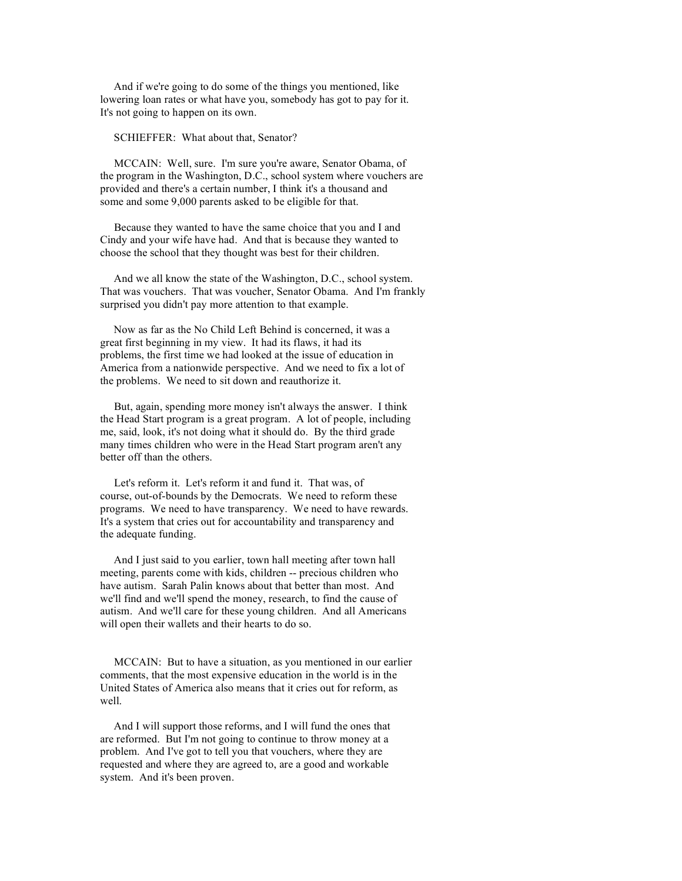And if we're going to do some of the things you mentioned, like lowering loan rates or what have you, somebody has got to pay for it. It's not going to happen on its own.

SCHIEFFER: What about that, Senator?

MCCAIN: Well, sure. I'm sure you're aware, Senator Obama, of the program in the Washington, D.C., school system where vouchers are provided and there's a certain number, I think it's a thousand and some and some 9,000 parents asked to be eligible for that.

Because they wanted to have the same choice that you and I and Cindy and your wife have had. And that is because they wanted to choose the school that they thought was best for their children.

And we all know the state of the Washington, D.C., school system. That was vouchers. That was voucher, Senator Obama. And I'm frankly surprised you didn't pay more attention to that example.

Now as far as the No Child Left Behind is concerned, it was a great first beginning in my view. It had its flaws, it had its problems, the first time we had looked at the issue of education in America from a nationwide perspective. And we need to fix a lot of the problems. We need to sit down and reauthorize it.

But, again, spending more money isn't always the answer. I think the Head Start program is a great program. A lot of people, including me, said, look, it's not doing what it should do. By the third grade many times children who were in the Head Start program aren't any better off than the others.

Let's reform it. Let's reform it and fund it. That was, of course, out-of-bounds by the Democrats. We need to reform these programs. We need to have transparency. We need to have rewards. It's a system that cries out for accountability and transparency and the adequate funding.

And I just said to you earlier, town hall meeting after town hall meeting, parents come with kids, children -- precious children who have autism. Sarah Palin knows about that better than most. And we'll find and we'll spend the money, research, to find the cause of autism. And we'll care for these young children. And all Americans will open their wallets and their hearts to do so.

MCCAIN: But to have a situation, as you mentioned in our earlier comments, that the most expensive education in the world is in the United States of America also means that it cries out for reform, as well.

And I will support those reforms, and I will fund the ones that are reformed. But I'm not going to continue to throw money at a problem. And I've got to tell you that vouchers, where they are requested and where they are agreed to, are a good and workable system. And it's been proven.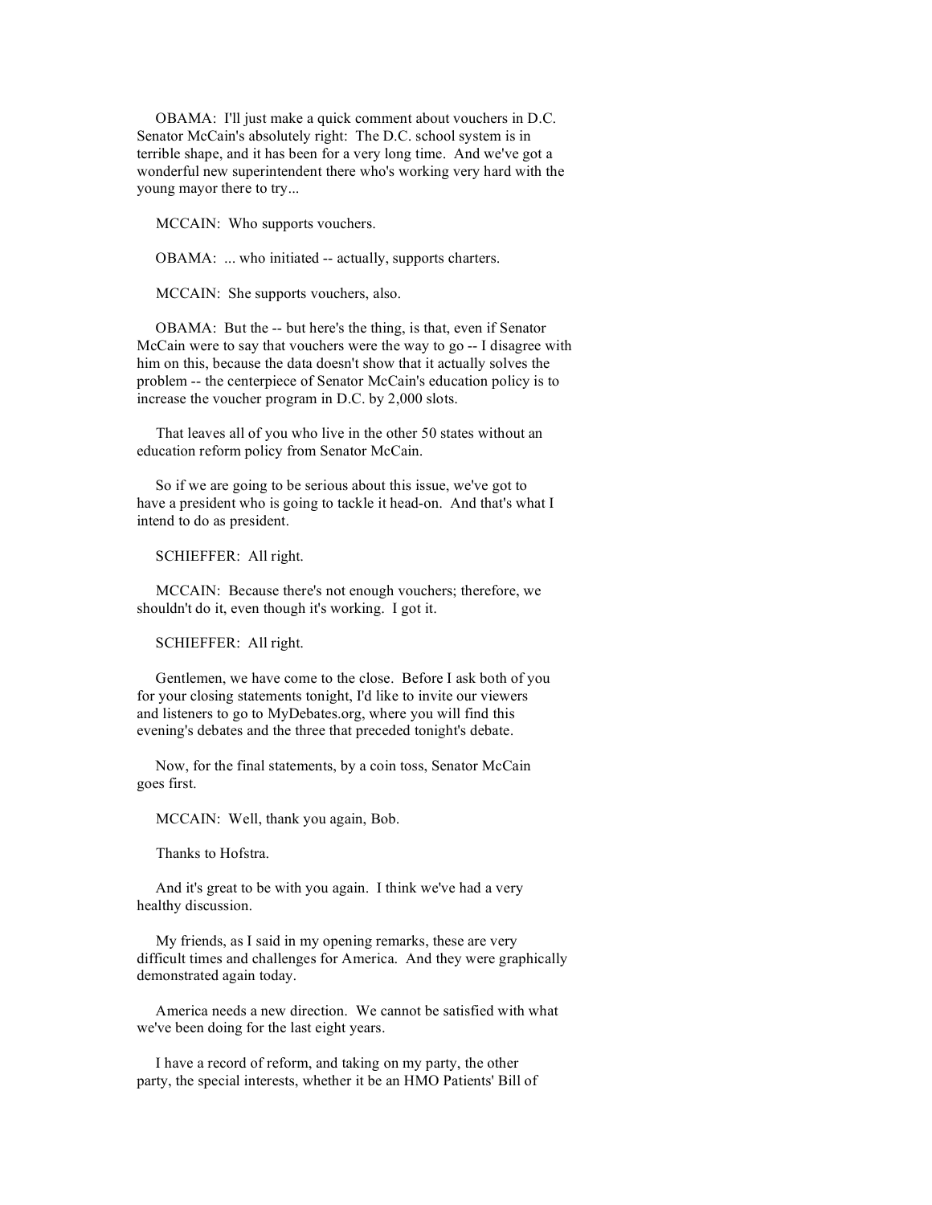OBAMA: I'll just make a quick comment about vouchers in D.C. Senator McCain's absolutely right: The D.C. school system is in terrible shape, and it has been for a very long time. And we've got a wonderful new superintendent there who's working very hard with the young mayor there to try...

MCCAIN: Who supports vouchers.

OBAMA: ... who initiated -- actually, supports charters.

MCCAIN: She supports vouchers, also.

OBAMA: But the -- but here's the thing, is that, even if Senator McCain were to say that vouchers were the way to go -- I disagree with him on this, because the data doesn't show that it actually solves the problem -- the centerpiece of Senator McCain's education policy is to increase the voucher program in D.C. by 2,000 slots.

That leaves all of you who live in the other 50 states without an education reform policy from Senator McCain.

So if we are going to be serious about this issue, we've got to have a president who is going to tackle it head-on. And that's what I intend to do as president.

SCHIEFFER: All right.

MCCAIN: Because there's not enough vouchers; therefore, we shouldn't do it, even though it's working. I got it.

SCHIEFFER: All right.

Gentlemen, we have come to the close. Before I ask both of you for your closing statements tonight, I'd like to invite our viewers and listeners to go to MyDebates.org, where you will find this evening's debates and the three that preceded tonight's debate.

Now, for the final statements, by a coin toss, Senator McCain goes first.

MCCAIN: Well, thank you again, Bob.

Thanks to Hofstra.

And it's great to be with you again. I think we've had a very healthy discussion.

My friends, as I said in my opening remarks, these are very difficult times and challenges for America. And they were graphically demonstrated again today.

America needs a new direction. We cannot be satisfied with what we've been doing for the last eight years.

I have a record of reform, and taking on my party, the other party, the special interests, whether it be an HMO Patients' Bill of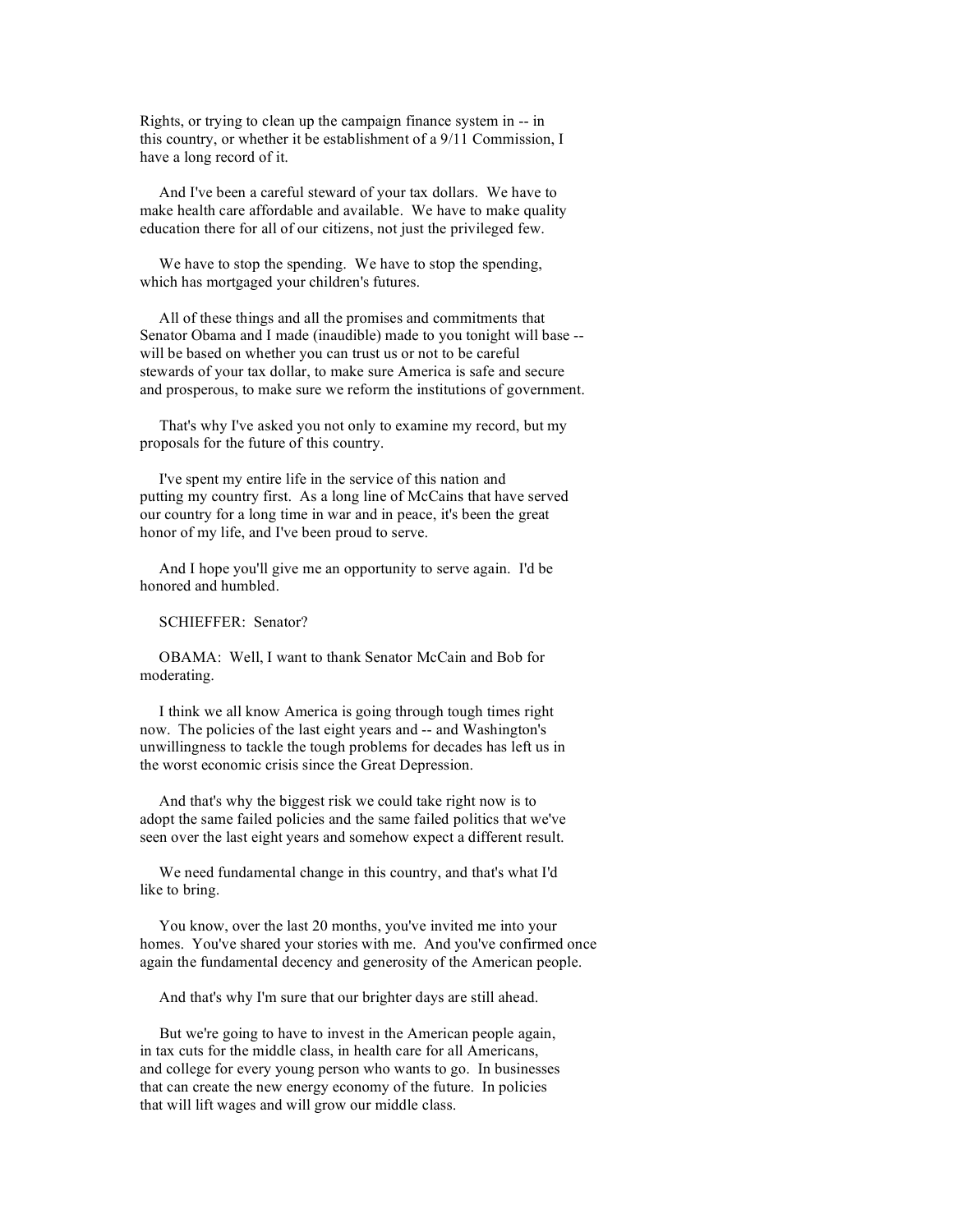Rights, or trying to clean up the campaign finance system in -- in this country, or whether it be establishment of a 9/11 Commission, I have a long record of it.

And I've been a careful steward of your tax dollars. We have to make health care affordable and available. We have to make quality education there for all of our citizens, not just the privileged few.

We have to stop the spending. We have to stop the spending, which has mortgaged your children's futures.

All of these things and all the promises and commitments that Senator Obama and I made (inaudible) made to you tonight will base -- will be based on whether you can trust us or not to be careful stewards of your tax dollar, to make sure America is safe and secure and prosperous, to make sure we reform the institutions of government.

That's why I've asked you not only to examine my record, but my proposals for the future of this country.

I've spent my entire life in the service of this nation and putting my country first. As a long line of McCains that have served our country for a long time in war and in peace, it's been the great honor of my life, and I've been proud to serve.

And I hope you'll give me an opportunity to serve again. I'd be honored and humbled.

SCHIEFFER: Senator?

OBAMA: Well, I want to thank Senator McCain and Bob for moderating.

I think we all know America is going through tough times right now. The policies of the last eight years and -- and Washington's unwillingness to tackle the tough problems for decades has left us in the worst economic crisis since the Great Depression.

And that's why the biggest risk we could take right now is to adopt the same failed policies and the same failed politics that we've seen over the last eight years and somehow expect a different result.

We need fundamental change in this country, and that's what I'd like to bring.

You know, over the last 20 months, you've invited me into your homes. You've shared your stories with me. And you've confirmed once again the fundamental decency and generosity of the American people.

And that's why I'm sure that our brighter days are still ahead.

But we're going to have to invest in the American people again, in tax cuts for the middle class, in health care for all Americans, and college for every young person who wants to go. In businesses that can create the new energy economy of the future. In policies that will lift wages and will grow our middle class.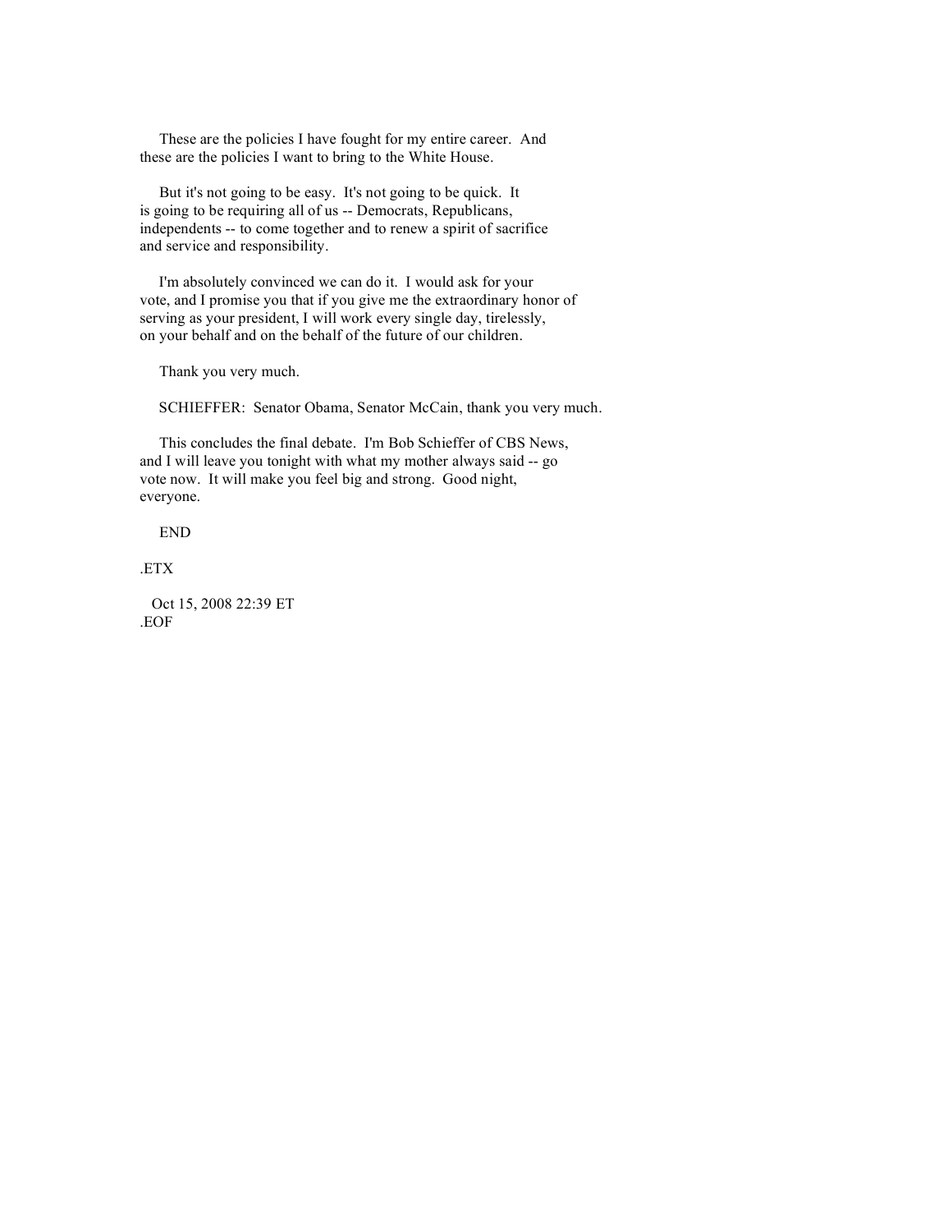These are the policies I have fought for my entire career. And these are the policies I want to bring to the White House.

But it's not going to be easy. It's not going to be quick. It is going to be requiring all of us -- Democrats, Republicans, independents -- to come together and to renew a spirit of sacrifice and service and responsibility.

I'm absolutely convinced we can do it. I would ask for your vote, and I promise you that if you give me the extraordinary honor of serving as your president, I will work every single day, tirelessly, on your behalf and on the behalf of the future of our children.

Thank you very much.

SCHIEFFER: Senator Obama, Senator McCain, thank you very much.

This concludes the final debate. I'm Bob Schieffer of CBS News, and I will leave you tonight with what my mother always said -- go vote now. It will make you feel big and strong. Good night, everyone.

END

.ETX

Oct 15, 2008 22:39 ET
.EOF